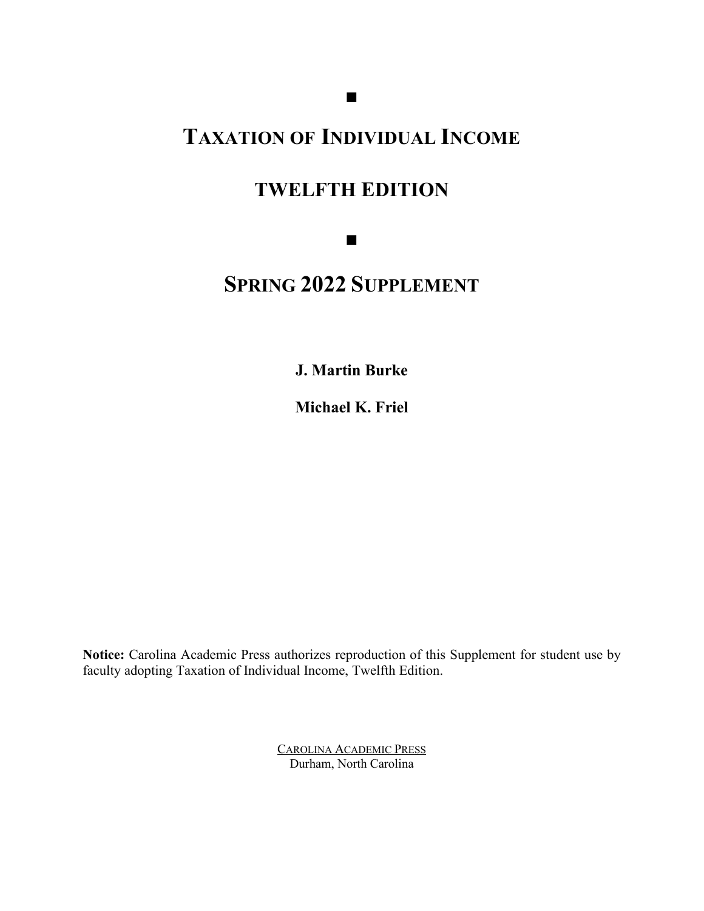■

# Taxation of Individual Income

# TWELFTH EDITION

■

# Spring 2022 Supplement

**J. Martin Burke**

**Michael K. Friel**

**Notice:** Carolina Academic Press authorizes reproduction of this Supplement for student use by faculty adopting Taxation of Individual Income, Twelfth Edition.

Carolina Academic Press
Durham, North Carolina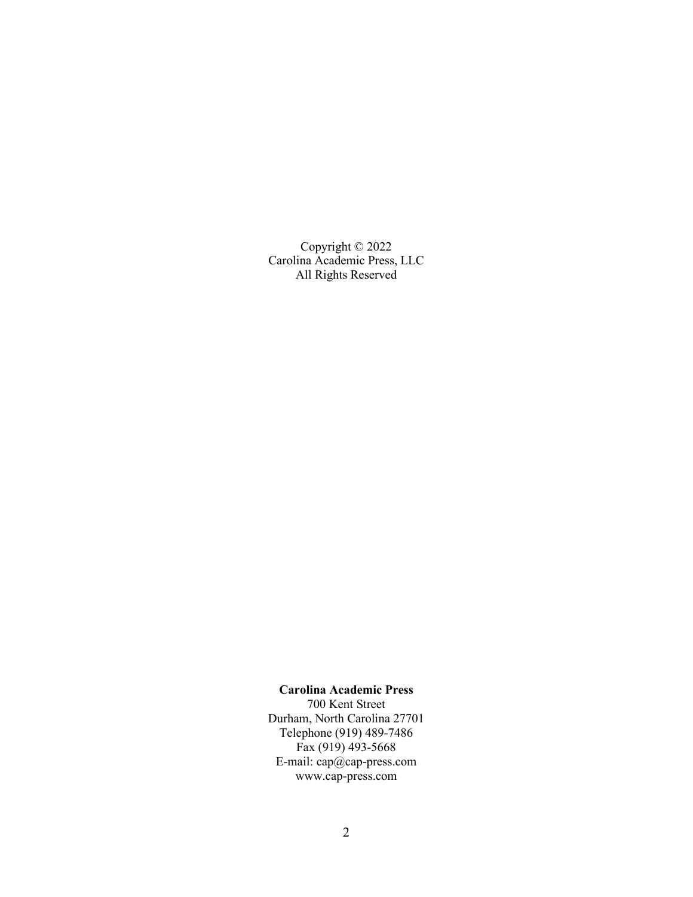Copyright © 2022
Carolina Academic Press, LLC
All Rights Reserved

**Carolina Academic Press**
700 Kent Street
Durham, North Carolina 27701
Telephone (919) 489-7486
Fax (919) 493-5668
E-mail: cap@cap-press.com
www.cap-press.com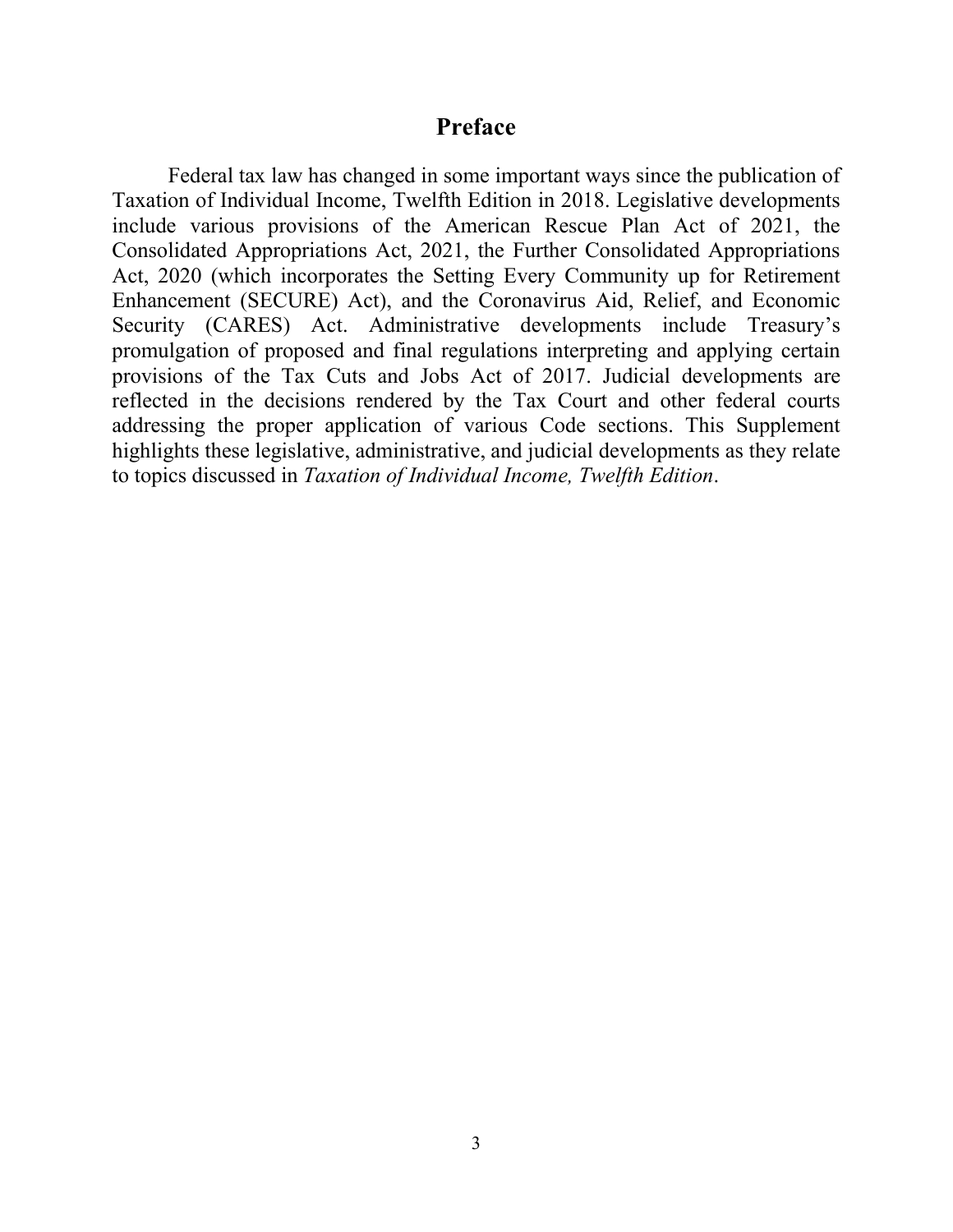# Preface

Federal tax law has changed in some important ways since the publication of Taxation of Individual Income, Twelfth Edition in 2018. Legislative developments include various provisions of the American Rescue Plan Act of 2021, the Consolidated Appropriations Act, 2021, the Further Consolidated Appropriations Act, 2020 (which incorporates the Setting Every Community up for Retirement Enhancement (SECURE) Act), and the Coronavirus Aid, Relief, and Economic Security (CARES) Act. Administrative developments include Treasury's promulgation of proposed and final regulations interpreting and applying certain provisions of the Tax Cuts and Jobs Act of 2017. Judicial developments are reflected in the decisions rendered by the Tax Court and other federal courts addressing the proper application of various Code sections. This Supplement highlights these legislative, administrative, and judicial developments as they relate to topics discussed in *Taxation of Individual Income, Twelfth Edition*.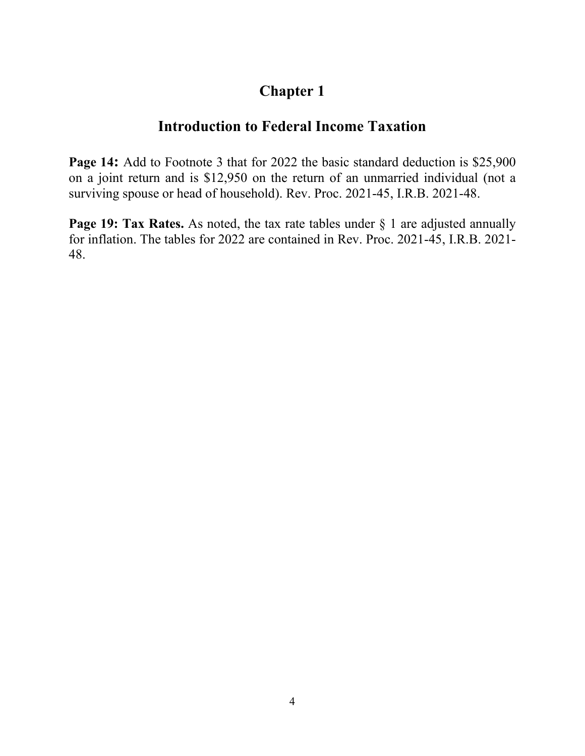# Chapter 1

## Introduction to Federal Income Taxation

**Page 14:** Add to Footnote 3 that for 2022 the basic standard deduction is $25,900 on a joint return and is $12,950 on the return of an unmarried individual (not a surviving spouse or head of household). Rev. Proc. 2021-45, I.R.B. 2021-48.

**Page 19: Tax Rates.** As noted, the tax rate tables under § 1 are adjusted annually for inflation. The tables for 2022 are contained in Rev. Proc. 2021-45, I.R.B. 2021-48.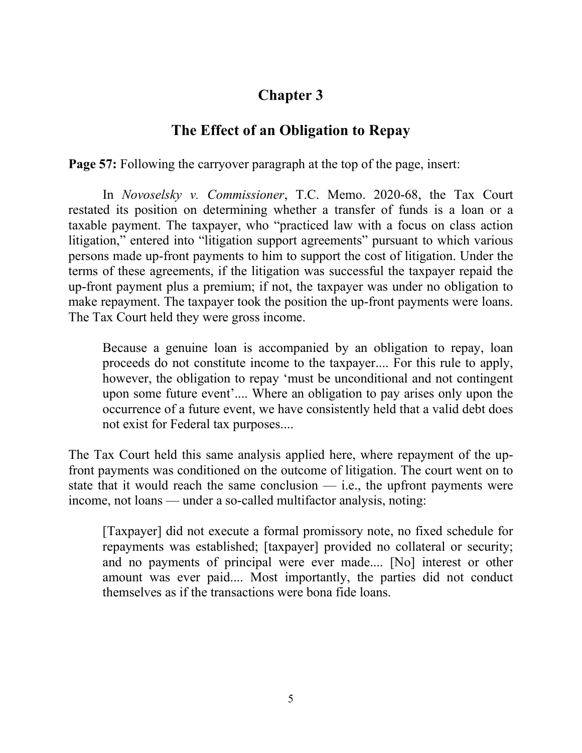# Chapter 3

## The Effect of an Obligation to Repay

**Page 57:** Following the carryover paragraph at the top of the page, insert:

In *Novoselsky v. Commissioner*, T.C. Memo. 2020-68, the Tax Court restated its position on determining whether a transfer of funds is a loan or a taxable payment. The taxpayer, who "practiced law with a focus on class action litigation," entered into "litigation support agreements" pursuant to which various persons made up-front payments to him to support the cost of litigation. Under the terms of these agreements, if the litigation was successful the taxpayer repaid the up-front payment plus a premium; if not, the taxpayer was under no obligation to make repayment. The taxpayer took the position the up-front payments were loans. The Tax Court held they were gross income.

> Because a genuine loan is accompanied by an obligation to repay, loan proceeds do not constitute income to the taxpayer.... For this rule to apply, however, the obligation to repay 'must be unconditional and not contingent upon some future event'.... Where an obligation to pay arises only upon the occurrence of a future event, we have consistently held that a valid debt does not exist for Federal tax purposes....

The Tax Court held this same analysis applied here, where repayment of the up-front payments was conditioned on the outcome of litigation. The court went on to state that it would reach the same conclusion — i.e., the upfront payments were income, not loans — under a so-called multifactor analysis, noting:

> [Taxpayer] did not execute a formal promissory note, no fixed schedule for repayments was established; [taxpayer] provided no collateral or security; and no payments of principal were ever made.... [No] interest or other amount was ever paid.... Most importantly, the parties did not conduct themselves as if the transactions were bona fide loans.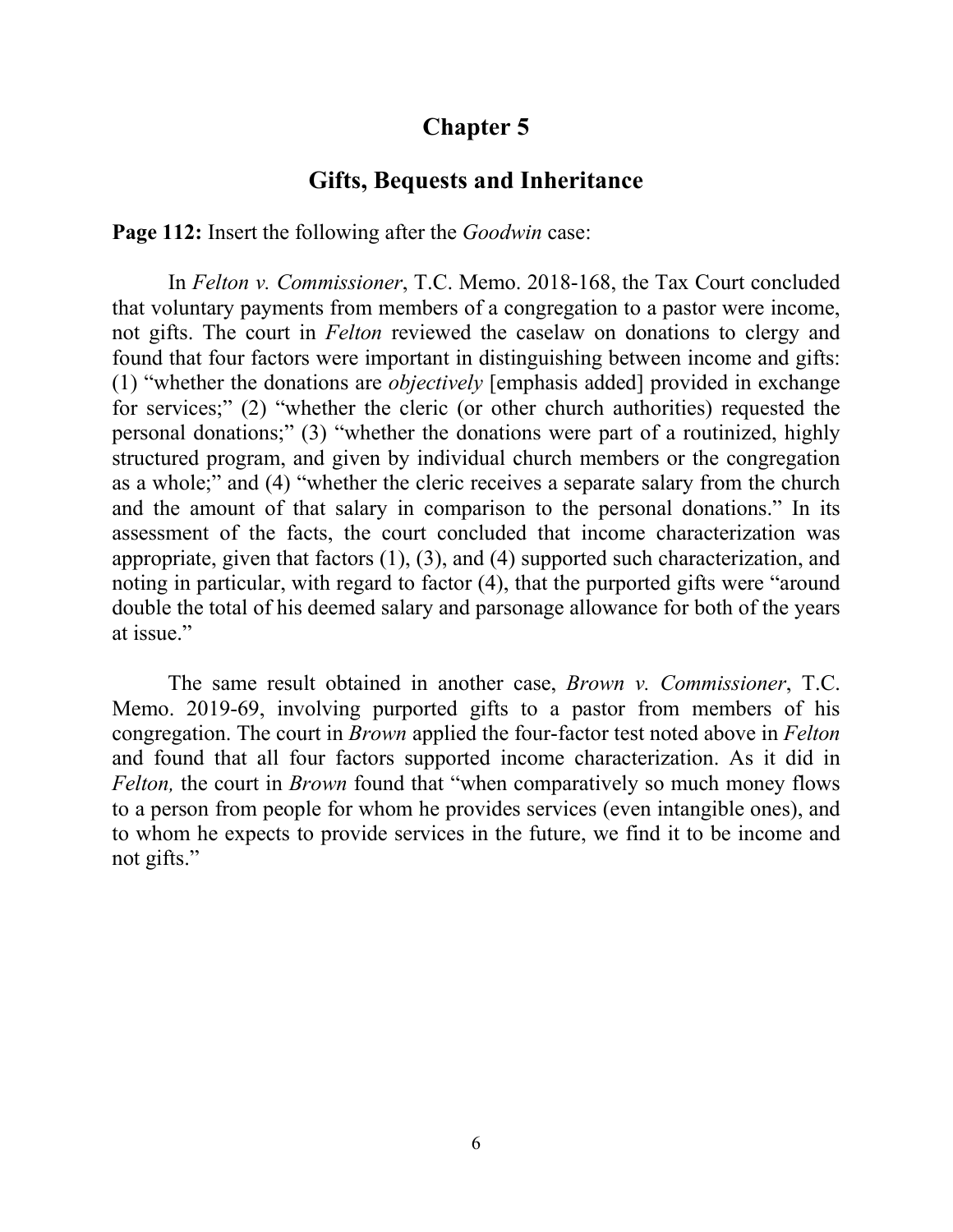# Chapter 5

## Gifts, Bequests and Inheritance

**Page 112:** Insert the following after the *Goodwin* case:

In *Felton v. Commissioner*, T.C. Memo. 2018-168, the Tax Court concluded that voluntary payments from members of a congregation to a pastor were income, not gifts. The court in *Felton* reviewed the caselaw on donations to clergy and found that four factors were important in distinguishing between income and gifts: (1) "whether the donations are *objectively* [emphasis added] provided in exchange for services;" (2) "whether the cleric (or other church authorities) requested the personal donations;" (3) "whether the donations were part of a routinized, highly structured program, and given by individual church members or the congregation as a whole;" and (4) "whether the cleric receives a separate salary from the church and the amount of that salary in comparison to the personal donations." In its assessment of the facts, the court concluded that income characterization was appropriate, given that factors (1), (3), and (4) supported such characterization, and noting in particular, with regard to factor (4), that the purported gifts were "around double the total of his deemed salary and parsonage allowance for both of the years at issue."

The same result obtained in another case, *Brown v. Commissioner*, T.C. Memo. 2019-69, involving purported gifts to a pastor from members of his congregation. The court in *Brown* applied the four-factor test noted above in *Felton* and found that all four factors supported income characterization. As it did in *Felton,* the court in *Brown* found that "when comparatively so much money flows to a person from people for whom he provides services (even intangible ones), and to whom he expects to provide services in the future, we find it to be income and not gifts."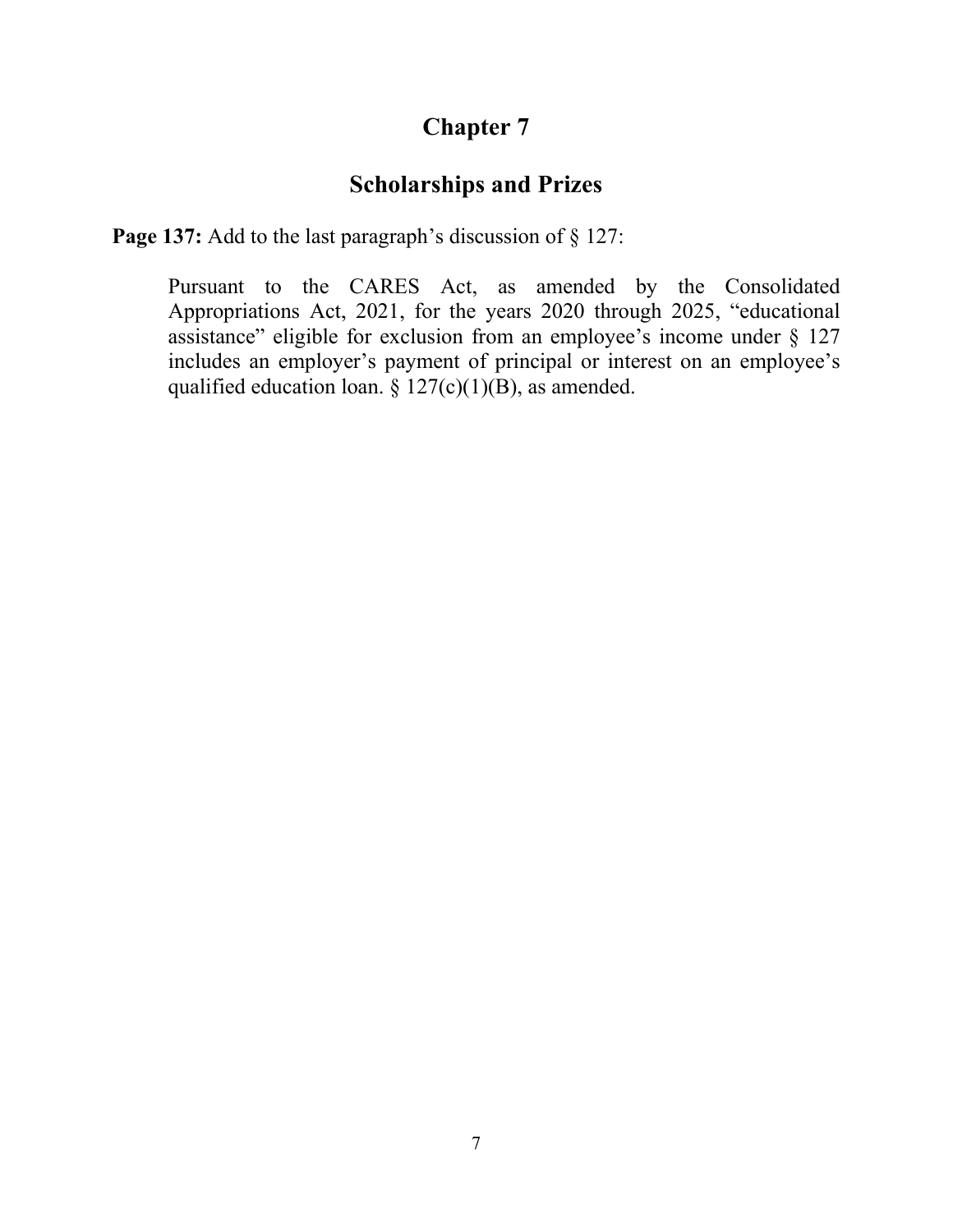# Chapter 7

## Scholarships and Prizes

**Page 137:** Add to the last paragraph's discussion of § 127:

> Pursuant to the CARES Act, as amended by the Consolidated Appropriations Act, 2021, for the years 2020 through 2025, "educational assistance" eligible for exclusion from an employee's income under § 127 includes an employer's payment of principal or interest on an employee's qualified education loan. § 127(c)(1)(B), as amended.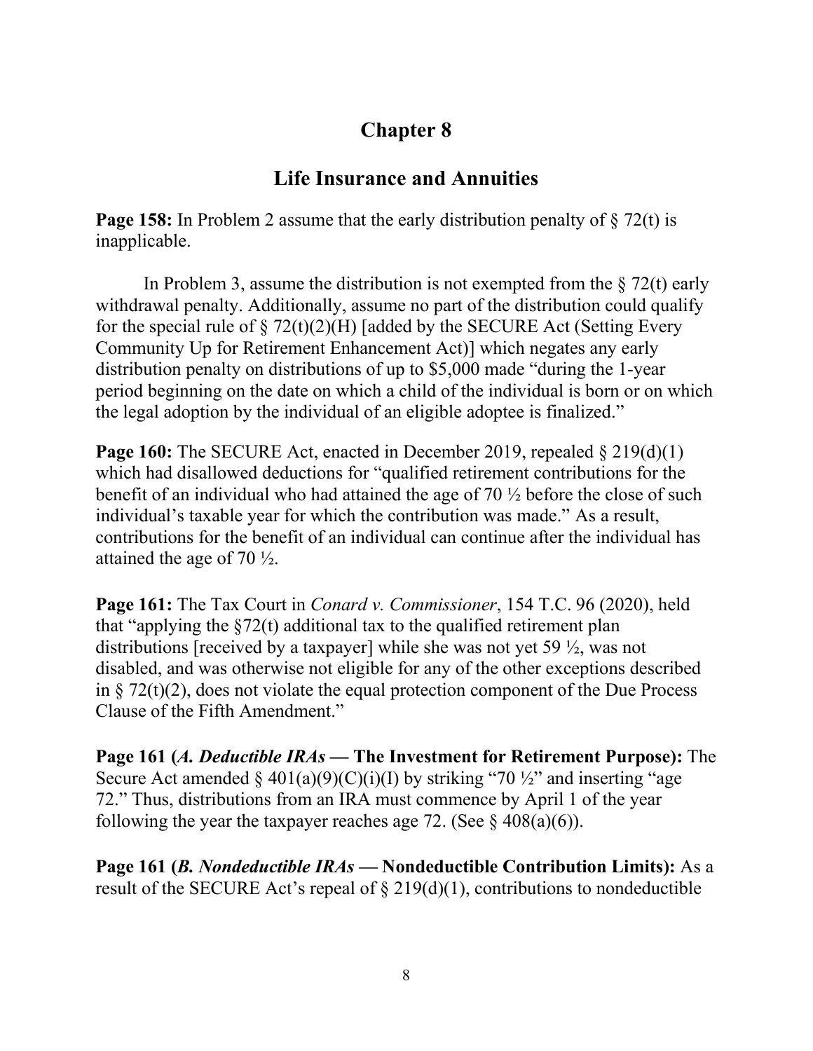# Chapter 8

## Life Insurance and Annuities

**Page 158:** In Problem 2 assume that the early distribution penalty of § 72(t) is inapplicable.

In Problem 3, assume the distribution is not exempted from the § 72(t) early withdrawal penalty. Additionally, assume no part of the distribution could qualify for the special rule of § 72(t)(2)(H) [added by the SECURE Act (Setting Every Community Up for Retirement Enhancement Act)] which negates any early distribution penalty on distributions of up to $5,000 made "during the 1-year period beginning on the date on which a child of the individual is born or on which the legal adoption by the individual of an eligible adoptee is finalized."

**Page 160:** The SECURE Act, enacted in December 2019, repealed § 219(d)(1) which had disallowed deductions for "qualified retirement contributions for the benefit of an individual who had attained the age of 70 ½ before the close of such individual's taxable year for which the contribution was made." As a result, contributions for the benefit of an individual can continue after the individual has attained the age of 70 ½.

**Page 161:** The Tax Court in *Conard v. Commissioner*, 154 T.C. 96 (2020), held that "applying the §72(t) additional tax to the qualified retirement plan distributions [received by a taxpayer] while she was not yet 59 ½, was not disabled, and was otherwise not eligible for any of the other exceptions described in § 72(t)(2), does not violate the equal protection component of the Due Process Clause of the Fifth Amendment."

**Page 161 (*A. Deductible IRAs* — The Investment for Retirement Purpose):** The Secure Act amended § 401(a)(9)(C)(i)(I) by striking "70 ½" and inserting "age 72." Thus, distributions from an IRA must commence by April 1 of the year following the year the taxpayer reaches age 72. (See § 408(a)(6)).

**Page 161 (*B. Nondeductible IRAs* — Nondeductible Contribution Limits):** As a result of the SECURE Act's repeal of § 219(d)(1), contributions to nondeductible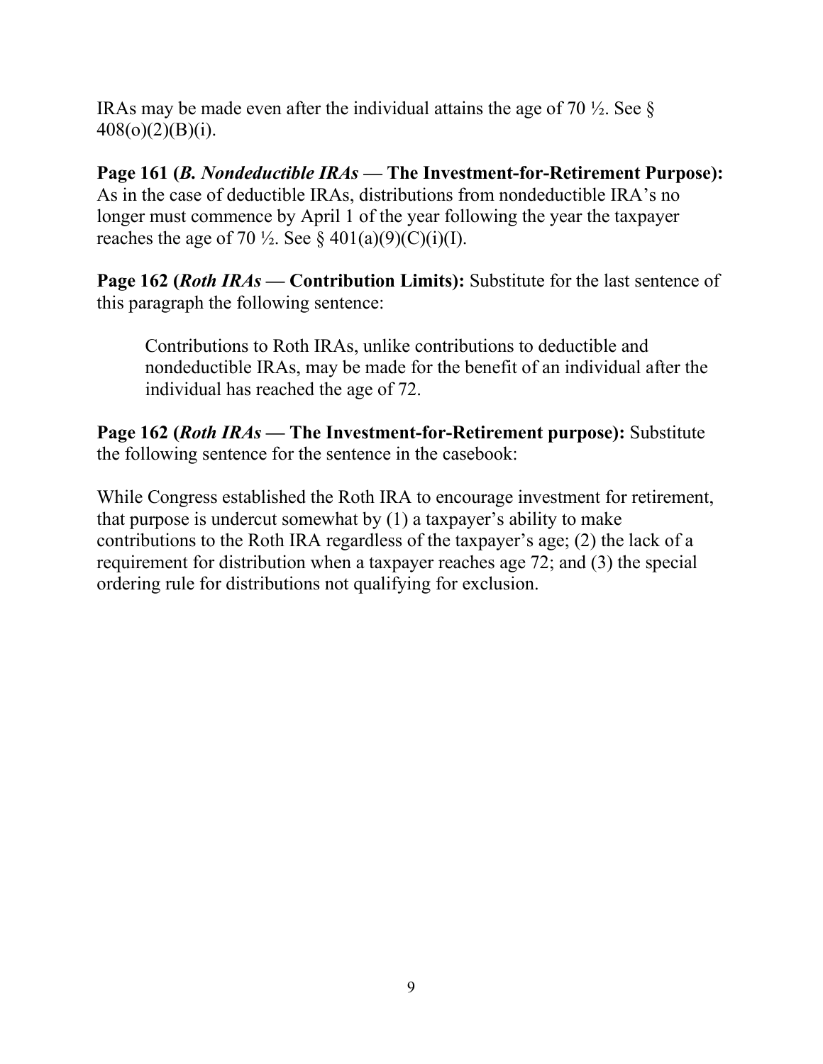IRAs may be made even after the individual attains the age of 70 ½. See § 408(o)(2)(B)(i).

**Page 161 (*B. Nondeductible IRAs* — The Investment-for-Retirement Purpose):** As in the case of deductible IRAs, distributions from nondeductible IRA's no longer must commence by April 1 of the year following the year the taxpayer reaches the age of 70 ½. See § 401(a)(9)(C)(i)(I).

**Page 162 (*Roth IRAs* — Contribution Limits):** Substitute for the last sentence of this paragraph the following sentence:

> Contributions to Roth IRAs, unlike contributions to deductible and nondeductible IRAs, may be made for the benefit of an individual after the individual has reached the age of 72.

**Page 162 (*Roth IRAs* — The Investment-for-Retirement purpose):** Substitute the following sentence for the sentence in the casebook:

While Congress established the Roth IRA to encourage investment for retirement, that purpose is undercut somewhat by (1) a taxpayer's ability to make contributions to the Roth IRA regardless of the taxpayer's age; (2) the lack of a requirement for distribution when a taxpayer reaches age 72; and (3) the special ordering rule for distributions not qualifying for exclusion.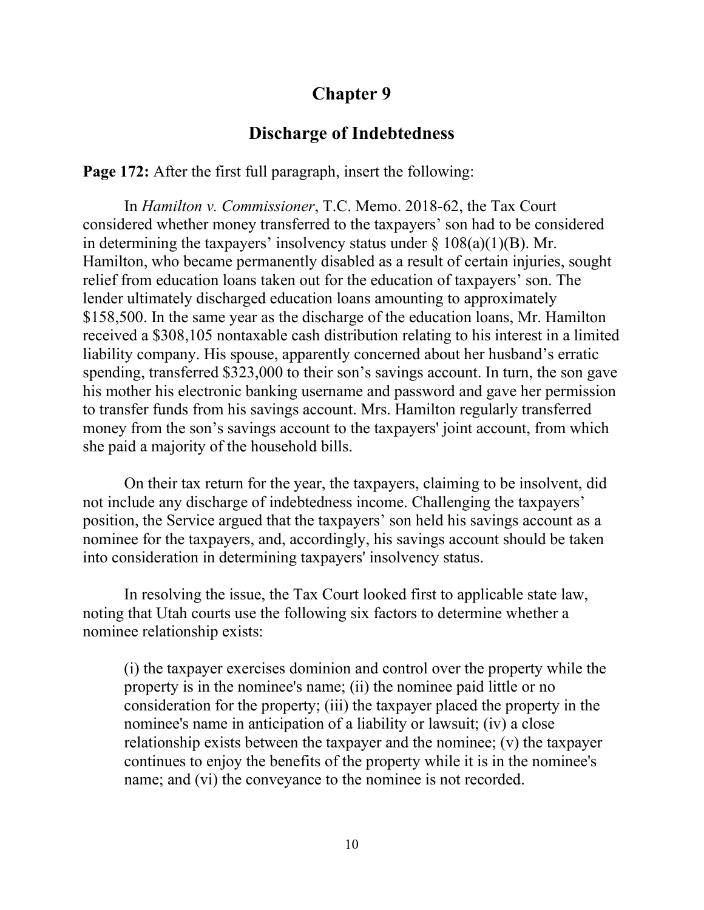# Chapter 9

## Discharge of Indebtedness

**Page 172:** After the first full paragraph, insert the following:

In *Hamilton v. Commissioner*, T.C. Memo. 2018-62, the Tax Court considered whether money transferred to the taxpayers' son had to be considered in determining the taxpayers' insolvency status under § 108(a)(1)(B). Mr. Hamilton, who became permanently disabled as a result of certain injuries, sought relief from education loans taken out for the education of taxpayers' son. The lender ultimately discharged education loans amounting to approximately $158,500. In the same year as the discharge of the education loans, Mr. Hamilton received a $308,105 nontaxable cash distribution relating to his interest in a limited liability company. His spouse, apparently concerned about her husband's erratic spending, transferred $323,000 to their son's savings account. In turn, the son gave his mother his electronic banking username and password and gave her permission to transfer funds from his savings account. Mrs. Hamilton regularly transferred money from the son's savings account to the taxpayers' joint account, from which she paid a majority of the household bills.

On their tax return for the year, the taxpayers, claiming to be insolvent, did not include any discharge of indebtedness income. Challenging the taxpayers' position, the Service argued that the taxpayers' son held his savings account as a nominee for the taxpayers, and, accordingly, his savings account should be taken into consideration in determining taxpayers' insolvency status.

In resolving the issue, the Tax Court looked first to applicable state law, noting that Utah courts use the following six factors to determine whether a nominee relationship exists:

> (i) the taxpayer exercises dominion and control over the property while the property is in the nominee's name; (ii) the nominee paid little or no consideration for the property; (iii) the taxpayer placed the property in the nominee's name in anticipation of a liability or lawsuit; (iv) a close relationship exists between the taxpayer and the nominee; (v) the taxpayer continues to enjoy the benefits of the property while it is in the nominee's name; and (vi) the conveyance to the nominee is not recorded.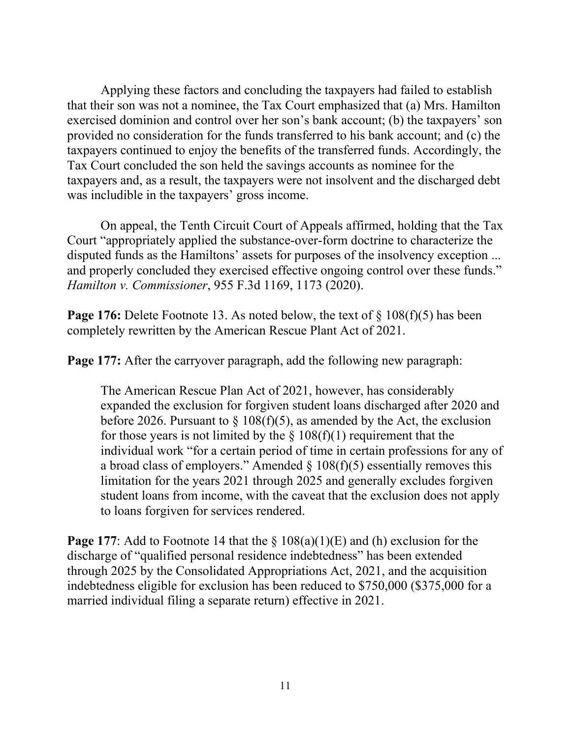Applying these factors and concluding the taxpayers had failed to establish that their son was not a nominee, the Tax Court emphasized that (a) Mrs. Hamilton exercised dominion and control over her son's bank account; (b) the taxpayers' son provided no consideration for the funds transferred to his bank account; and (c) the taxpayers continued to enjoy the benefits of the transferred funds. Accordingly, the Tax Court concluded the son held the savings accounts as nominee for the taxpayers and, as a result, the taxpayers were not insolvent and the discharged debt was includible in the taxpayers' gross income.

On appeal, the Tenth Circuit Court of Appeals affirmed, holding that the Tax Court "appropriately applied the substance-over-form doctrine to characterize the disputed funds as the Hamiltons' assets for purposes of the insolvency exception ... and properly concluded they exercised effective ongoing control over these funds." *Hamilton v. Commissioner*, 955 F.3d 1169, 1173 (2020).

**Page 176:** Delete Footnote 13. As noted below, the text of § 108(f)(5) has been completely rewritten by the American Rescue Plant Act of 2021.

**Page 177:** After the carryover paragraph, add the following new paragraph:

> The American Rescue Plan Act of 2021, however, has considerably expanded the exclusion for forgiven student loans discharged after 2020 and before 2026. Pursuant to § 108(f)(5), as amended by the Act, the exclusion for those years is not limited by the § 108(f)(1) requirement that the individual work "for a certain period of time in certain professions for any of a broad class of employers." Amended § 108(f)(5) essentially removes this limitation for the years 2021 through 2025 and generally excludes forgiven student loans from income, with the caveat that the exclusion does not apply to loans forgiven for services rendered.

**Page 177**: Add to Footnote 14 that the § 108(a)(1)(E) and (h) exclusion for the discharge of "qualified personal residence indebtedness" has been extended through 2025 by the Consolidated Appropriations Act, 2021, and the acquisition indebtedness eligible for exclusion has been reduced to \$750,000 (\$375,000 for a married individual filing a separate return) effective in 2021.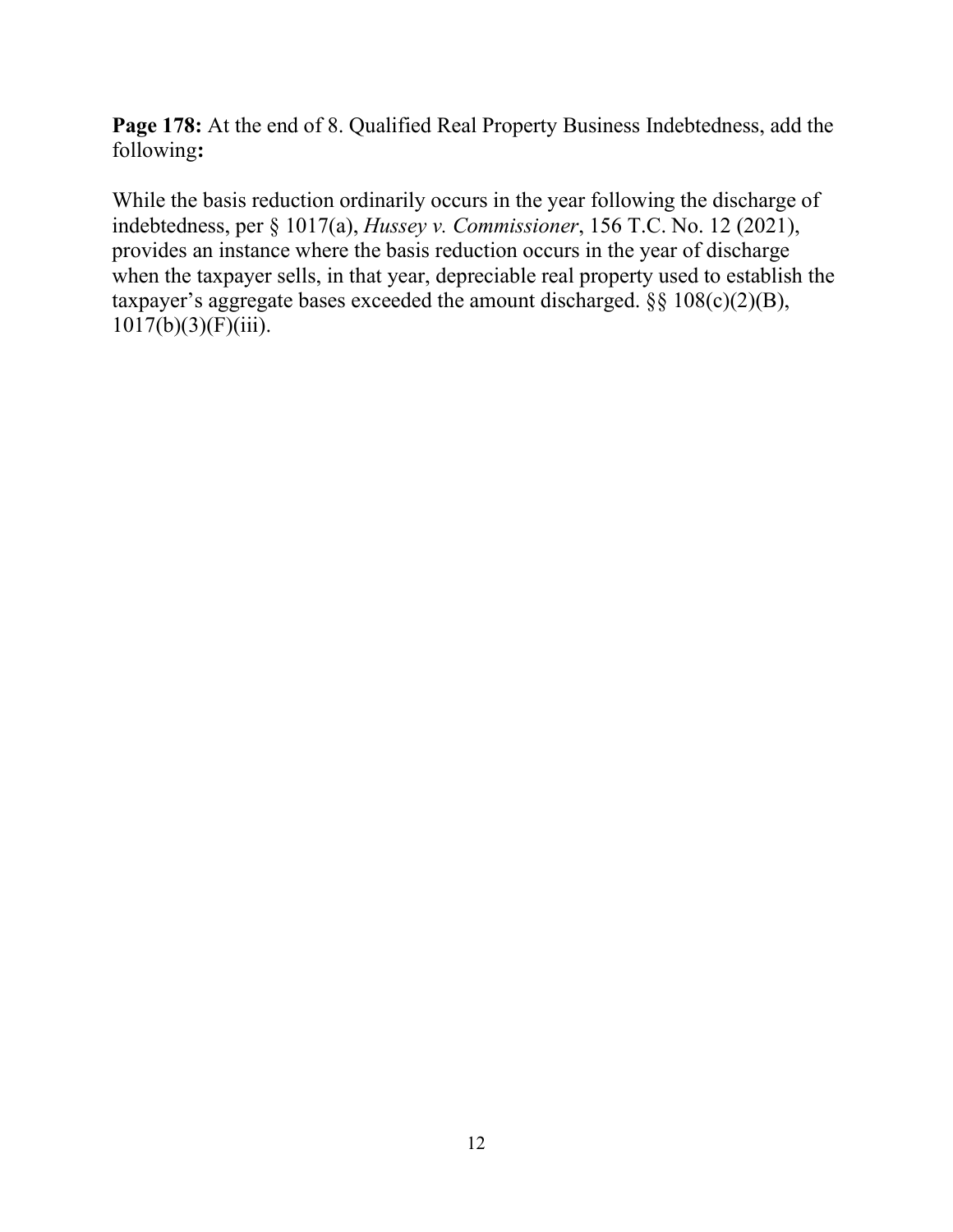**Page 178:** At the end of 8. Qualified Real Property Business Indebtedness, add the following**:**

While the basis reduction ordinarily occurs in the year following the discharge of indebtedness, per § 1017(a), *Hussey v. Commissioner*, 156 T.C. No. 12 (2021), provides an instance where the basis reduction occurs in the year of discharge when the taxpayer sells, in that year, depreciable real property used to establish the taxpayer's aggregate bases exceeded the amount discharged. §§ 108(c)(2)(B), 1017(b)(3)(F)(iii).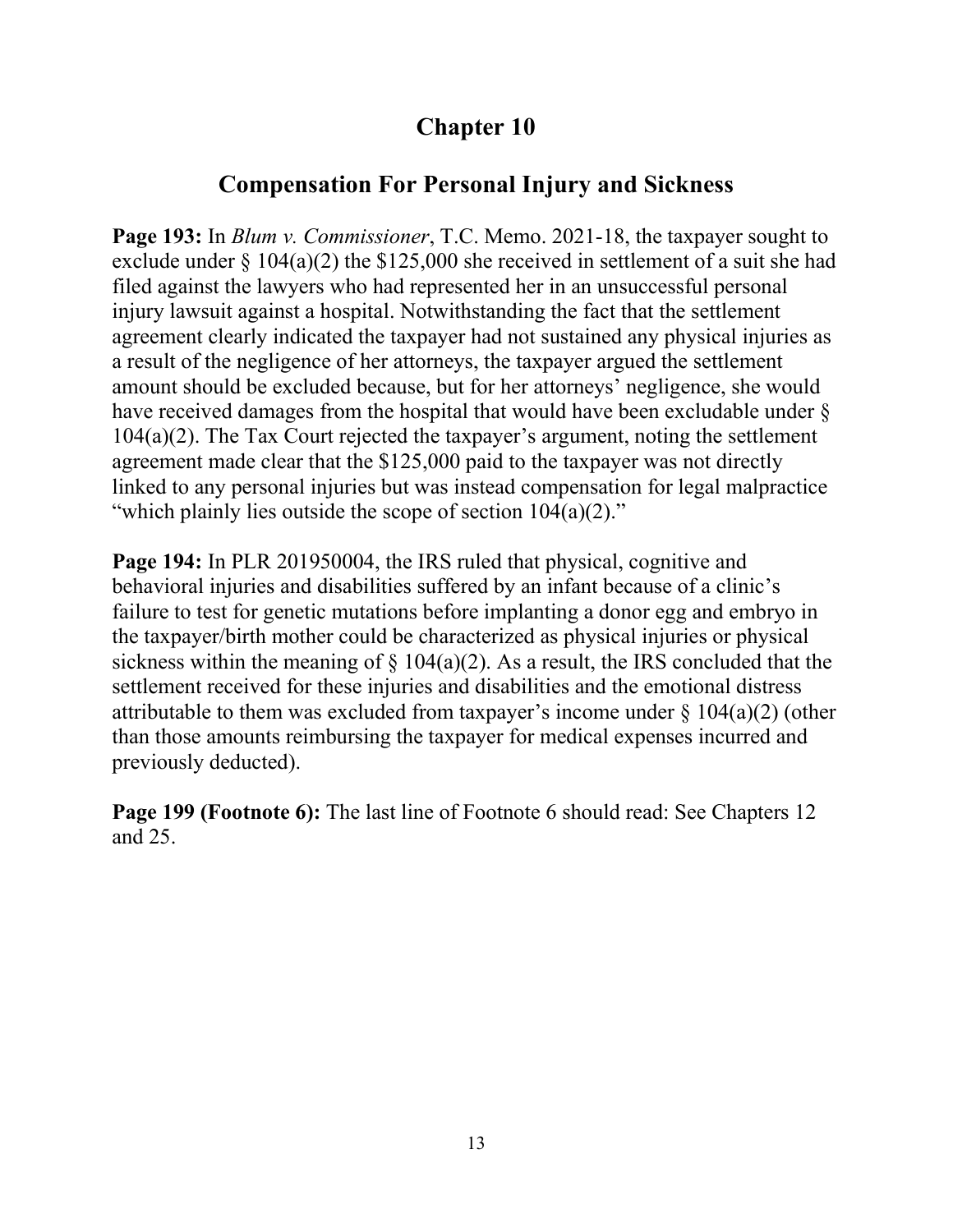# Chapter 10

## Compensation For Personal Injury and Sickness

**Page 193:** In *Blum v. Commissioner*, T.C. Memo. 2021-18, the taxpayer sought to exclude under § 104(a)(2) the $125,000 she received in settlement of a suit she had filed against the lawyers who had represented her in an unsuccessful personal injury lawsuit against a hospital. Notwithstanding the fact that the settlement agreement clearly indicated the taxpayer had not sustained any physical injuries as a result of the negligence of her attorneys, the taxpayer argued the settlement amount should be excluded because, but for her attorneys' negligence, she would have received damages from the hospital that would have been excludable under § 104(a)(2). The Tax Court rejected the taxpayer's argument, noting the settlement agreement made clear that the $125,000 paid to the taxpayer was not directly linked to any personal injuries but was instead compensation for legal malpractice "which plainly lies outside the scope of section 104(a)(2)."

**Page 194:** In PLR 201950004, the IRS ruled that physical, cognitive and behavioral injuries and disabilities suffered by an infant because of a clinic's failure to test for genetic mutations before implanting a donor egg and embryo in the taxpayer/birth mother could be characterized as physical injuries or physical sickness within the meaning of § 104(a)(2). As a result, the IRS concluded that the settlement received for these injuries and disabilities and the emotional distress attributable to them was excluded from taxpayer's income under § 104(a)(2) (other than those amounts reimbursing the taxpayer for medical expenses incurred and previously deducted).

**Page 199 (Footnote 6):** The last line of Footnote 6 should read: See Chapters 12 and 25.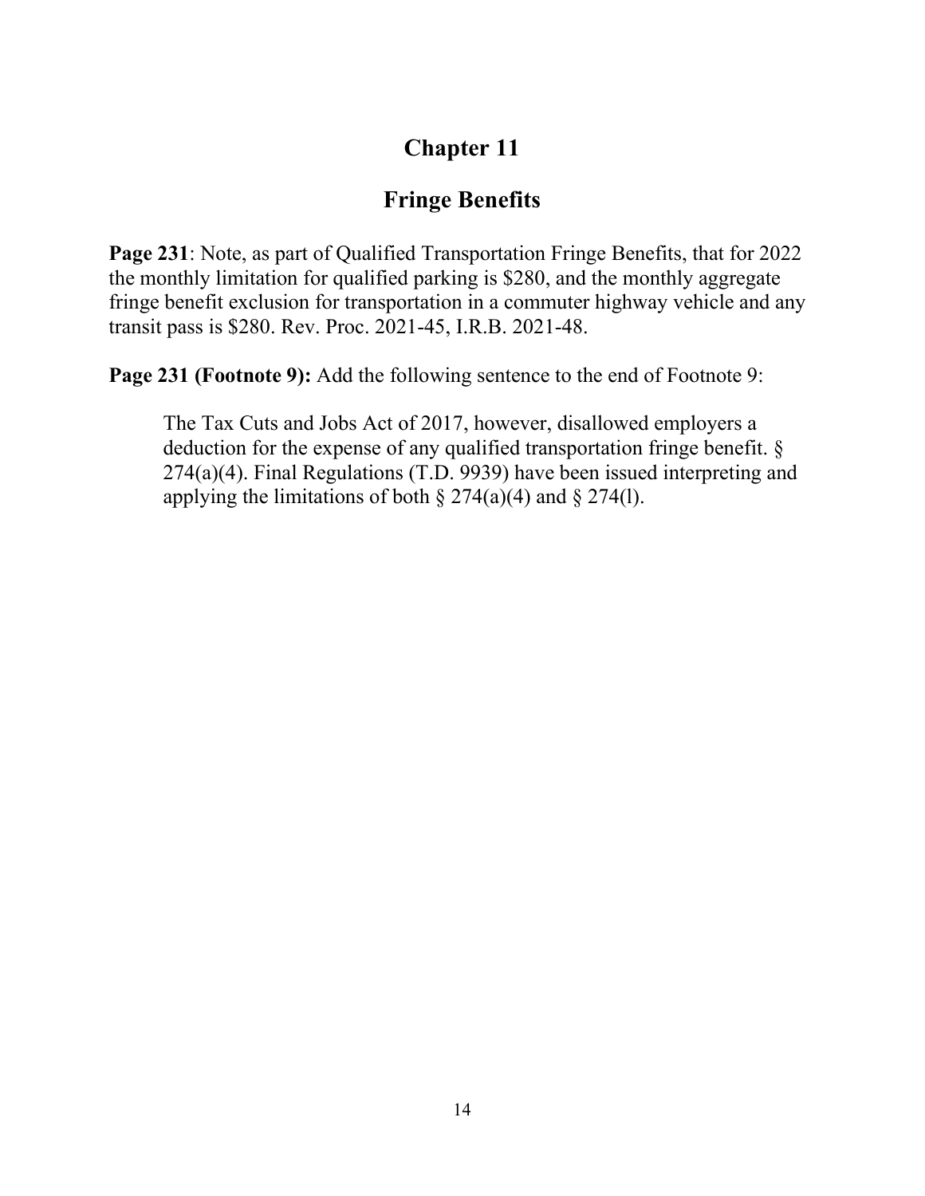# Chapter 11

## Fringe Benefits

**Page 231**: Note, as part of Qualified Transportation Fringe Benefits, that for 2022 the monthly limitation for qualified parking is $280, and the monthly aggregate fringe benefit exclusion for transportation in a commuter highway vehicle and any transit pass is $280. Rev. Proc. 2021-45, I.R.B. 2021-48.

**Page 231 (Footnote 9):** Add the following sentence to the end of Footnote 9:

> The Tax Cuts and Jobs Act of 2017, however, disallowed employers a deduction for the expense of any qualified transportation fringe benefit. § 274(a)(4). Final Regulations (T.D. 9939) have been issued interpreting and applying the limitations of both § 274(a)(4) and § 274(l).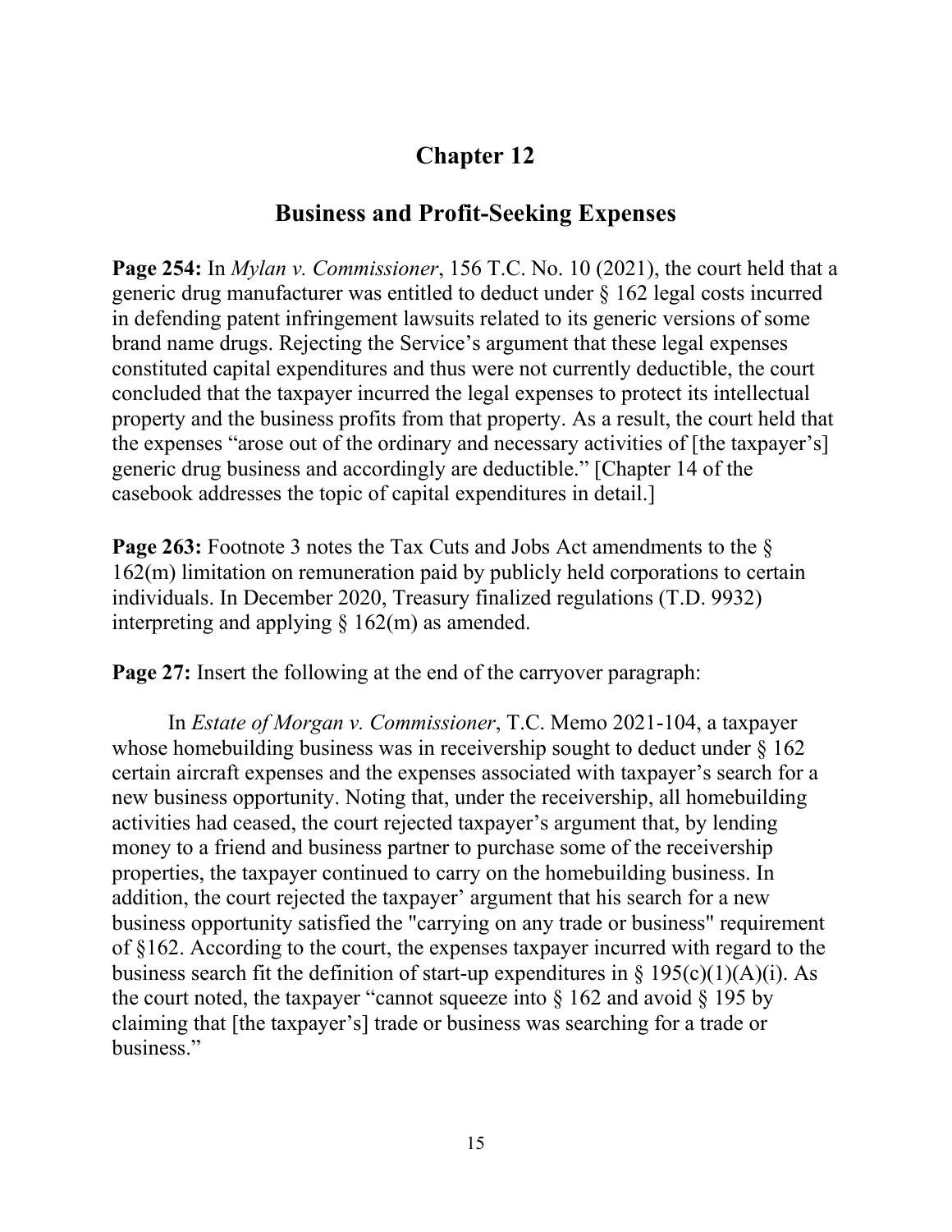# Chapter 12

## Business and Profit-Seeking Expenses

**Page 254:** In *Mylan v. Commissioner*, 156 T.C. No. 10 (2021), the court held that a generic drug manufacturer was entitled to deduct under § 162 legal costs incurred in defending patent infringement lawsuits related to its generic versions of some brand name drugs. Rejecting the Service's argument that these legal expenses constituted capital expenditures and thus were not currently deductible, the court concluded that the taxpayer incurred the legal expenses to protect its intellectual property and the business profits from that property. As a result, the court held that the expenses "arose out of the ordinary and necessary activities of [the taxpayer's] generic drug business and accordingly are deductible." [Chapter 14 of the casebook addresses the topic of capital expenditures in detail.]

**Page 263:** Footnote 3 notes the Tax Cuts and Jobs Act amendments to the § 162(m) limitation on remuneration paid by publicly held corporations to certain individuals. In December 2020, Treasury finalized regulations (T.D. 9932) interpreting and applying § 162(m) as amended.

**Page 27:** Insert the following at the end of the carryover paragraph:

In *Estate of Morgan v. Commissioner*, T.C. Memo 2021-104, a taxpayer whose homebuilding business was in receivership sought to deduct under § 162 certain aircraft expenses and the expenses associated with taxpayer's search for a new business opportunity. Noting that, under the receivership, all homebuilding activities had ceased, the court rejected taxpayer's argument that, by lending money to a friend and business partner to purchase some of the receivership properties, the taxpayer continued to carry on the homebuilding business. In addition, the court rejected the taxpayer' argument that his search for a new business opportunity satisfied the "carrying on any trade or business" requirement of §162. According to the court, the expenses taxpayer incurred with regard to the business search fit the definition of start-up expenditures in § 195(c)(1)(A)(i). As the court noted, the taxpayer "cannot squeeze into § 162 and avoid § 195 by claiming that [the taxpayer's] trade or business was searching for a trade or business."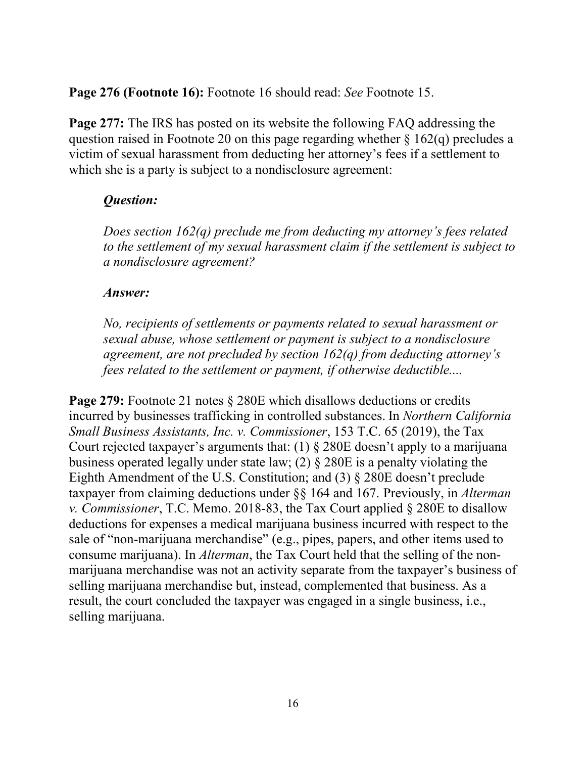**Page 276 (Footnote 16):** Footnote 16 should read: *See* Footnote 15.

**Page 277:** The IRS has posted on its website the following FAQ addressing the question raised in Footnote 20 on this page regarding whether § 162(q) precludes a victim of sexual harassment from deducting her attorney's fees if a settlement to which she is a party is subject to a nondisclosure agreement:

> ***Question:***
>
> *Does section 162(q) preclude me from deducting my attorney's fees related to the settlement of my sexual harassment claim if the settlement is subject to a nondisclosure agreement?*
>
> ***Answer:***
>
> *No, recipients of settlements or payments related to sexual harassment or sexual abuse, whose settlement or payment is subject to a nondisclosure agreement, are not precluded by section 162(q) from deducting attorney's fees related to the settlement or payment, if otherwise deductible....*

**Page 279:** Footnote 21 notes § 280E which disallows deductions or credits incurred by businesses trafficking in controlled substances. In *Northern California Small Business Assistants, Inc. v. Commissioner*, 153 T.C. 65 (2019), the Tax Court rejected taxpayer's arguments that: (1) § 280E doesn't apply to a marijuana business operated legally under state law; (2) § 280E is a penalty violating the Eighth Amendment of the U.S. Constitution; and (3) § 280E doesn't preclude taxpayer from claiming deductions under §§ 164 and 167. Previously, in *Alterman v. Commissioner*, T.C. Memo. 2018-83, the Tax Court applied § 280E to disallow deductions for expenses a medical marijuana business incurred with respect to the sale of "non-marijuana merchandise" (e.g., pipes, papers, and other items used to consume marijuana). In *Alterman*, the Tax Court held that the selling of the non-marijuana merchandise was not an activity separate from the taxpayer's business of selling marijuana merchandise but, instead, complemented that business. As a result, the court concluded the taxpayer was engaged in a single business, i.e., selling marijuana.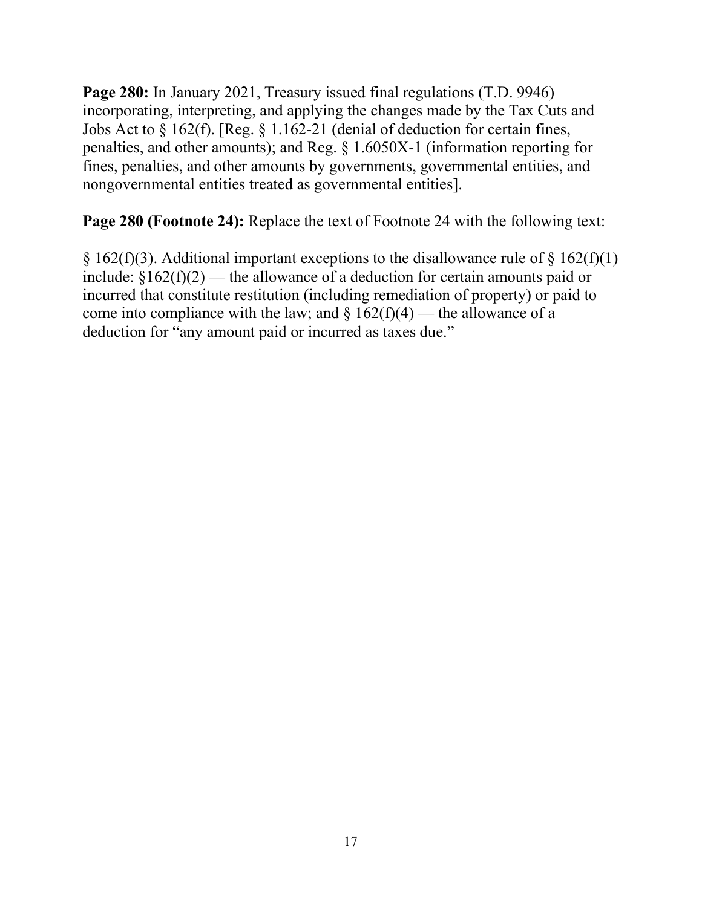**Page 280:** In January 2021, Treasury issued final regulations (T.D. 9946) incorporating, interpreting, and applying the changes made by the Tax Cuts and Jobs Act to § 162(f). [Reg. § 1.162-21 (denial of deduction for certain fines, penalties, and other amounts); and Reg. § 1.6050X-1 (information reporting for fines, penalties, and other amounts by governments, governmental entities, and nongovernmental entities treated as governmental entities].

**Page 280 (Footnote 24):** Replace the text of Footnote 24 with the following text:

§ 162(f)(3). Additional important exceptions to the disallowance rule of § 162(f)(1) include: §162(f)(2) — the allowance of a deduction for certain amounts paid or incurred that constitute restitution (including remediation of property) or paid to come into compliance with the law; and § 162(f)(4) — the allowance of a deduction for "any amount paid or incurred as taxes due."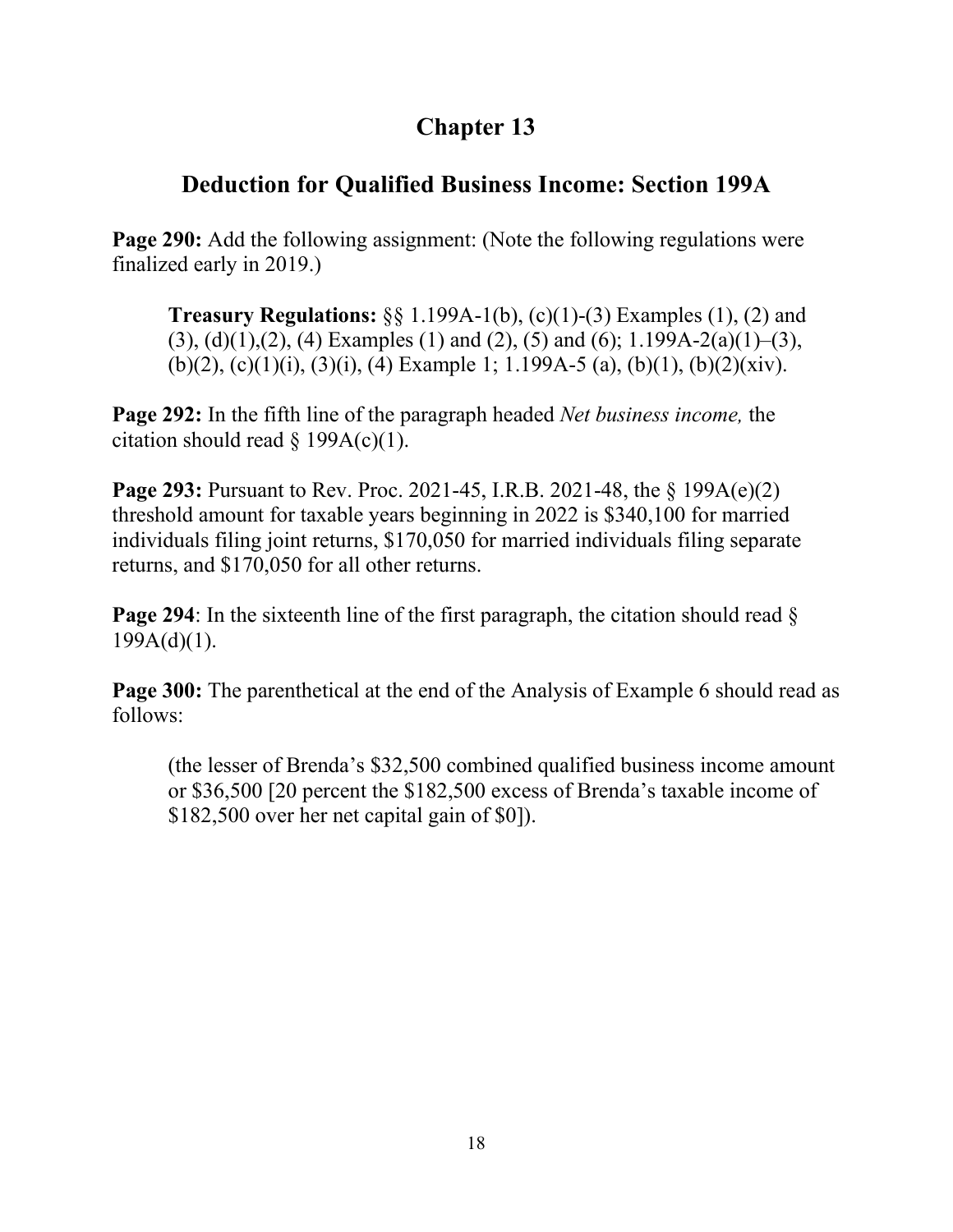# Chapter 13

## Deduction for Qualified Business Income: Section 199A

**Page 290:** Add the following assignment: (Note the following regulations were finalized early in 2019.)

> **Treasury Regulations:** §§ 1.199A-1(b), (c)(1)-(3) Examples (1), (2) and (3), (d)(1),(2), (4) Examples (1) and (2), (5) and (6); 1.199A-2(a)(1)–(3), (b)(2), (c)(1)(i), (3)(i), (4) Example 1; 1.199A-5 (a), (b)(1), (b)(2)(xiv).

**Page 292:** In the fifth line of the paragraph headed *Net business income,* the citation should read § 199A(c)(1).

**Page 293:** Pursuant to Rev. Proc. 2021-45, I.R.B. 2021-48, the § 199A(e)(2) threshold amount for taxable years beginning in 2022 is $340,100 for married individuals filing joint returns, $170,050 for married individuals filing separate returns, and $170,050 for all other returns.

**Page 294**: In the sixteenth line of the first paragraph, the citation should read § 199A(d)(1).

**Page 300:** The parenthetical at the end of the Analysis of Example 6 should read as follows:

> (the lesser of Brenda's $32,500 combined qualified business income amount or $36,500 [20 percent the $182,500 excess of Brenda's taxable income of $182,500 over her net capital gain of $0]).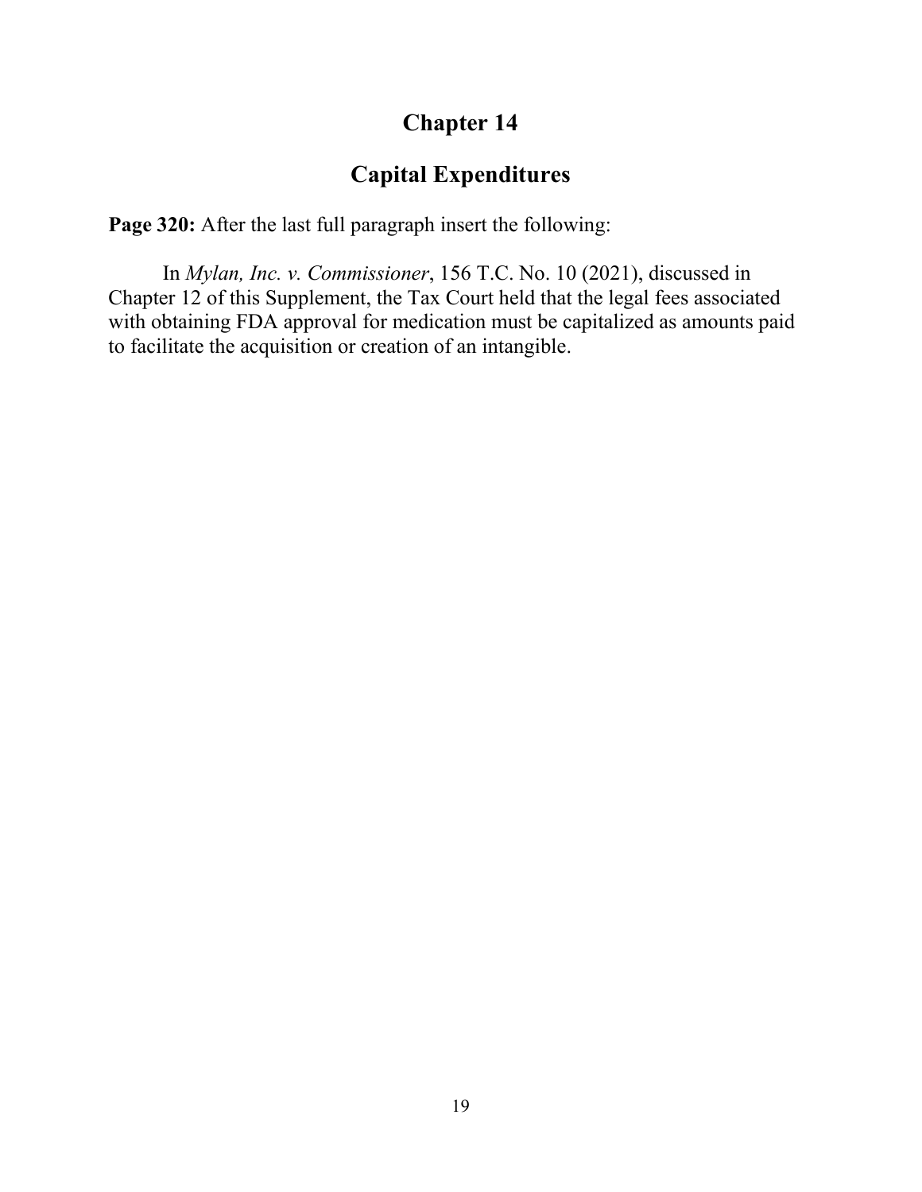# Chapter 14

## Capital Expenditures

**Page 320:** After the last full paragraph insert the following:

In *Mylan, Inc. v. Commissioner*, 156 T.C. No. 10 (2021), discussed in Chapter 12 of this Supplement, the Tax Court held that the legal fees associated with obtaining FDA approval for medication must be capitalized as amounts paid to facilitate the acquisition or creation of an intangible.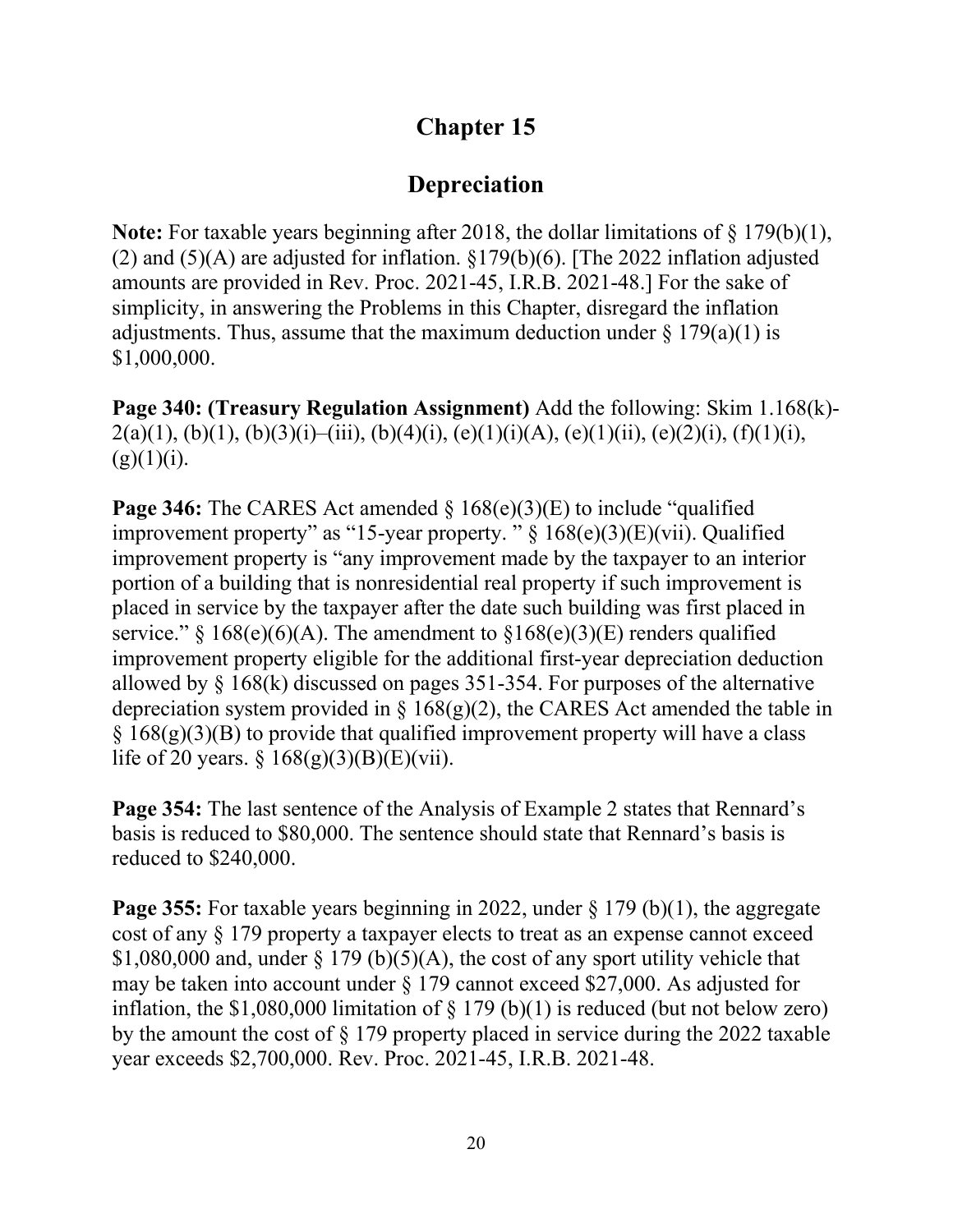# Chapter 15

## Depreciation

**Note:** For taxable years beginning after 2018, the dollar limitations of § 179(b)(1), (2) and (5)(A) are adjusted for inflation. §179(b)(6). [The 2022 inflation adjusted amounts are provided in Rev. Proc. 2021-45, I.R.B. 2021-48.] For the sake of simplicity, in answering the Problems in this Chapter, disregard the inflation adjustments. Thus, assume that the maximum deduction under § 179(a)(1) is $1,000,000.

**Page 340: (Treasury Regulation Assignment)** Add the following: Skim 1.168(k)-2(a)(1), (b)(1), (b)(3)(i)–(iii), (b)(4)(i), (e)(1)(i)(A), (e)(1)(ii), (e)(2)(i), (f)(1)(i), (g)(1)(i).

**Page 346:** The CARES Act amended § 168(e)(3)(E) to include "qualified improvement property" as "15-year property. " § 168(e)(3)(E)(vii). Qualified improvement property is "any improvement made by the taxpayer to an interior portion of a building that is nonresidential real property if such improvement is placed in service by the taxpayer after the date such building was first placed in service." § 168(e)(6)(A). The amendment to §168(e)(3)(E) renders qualified improvement property eligible for the additional first-year depreciation deduction allowed by § 168(k) discussed on pages 351-354. For purposes of the alternative depreciation system provided in § 168(g)(2), the CARES Act amended the table in § 168(g)(3)(B) to provide that qualified improvement property will have a class life of 20 years. § 168(g)(3)(B)(E)(vii).

**Page 354:** The last sentence of the Analysis of Example 2 states that Rennard's basis is reduced to $80,000. The sentence should state that Rennard's basis is reduced to $240,000.

**Page 355:** For taxable years beginning in 2022, under § 179 (b)(1), the aggregate cost of any § 179 property a taxpayer elects to treat as an expense cannot exceed $1,080,000 and, under § 179 (b)(5)(A), the cost of any sport utility vehicle that may be taken into account under § 179 cannot exceed $27,000. As adjusted for inflation, the $1,080,000 limitation of § 179 (b)(1) is reduced (but not below zero) by the amount the cost of § 179 property placed in service during the 2022 taxable year exceeds $2,700,000. Rev. Proc. 2021-45, I.R.B. 2021-48.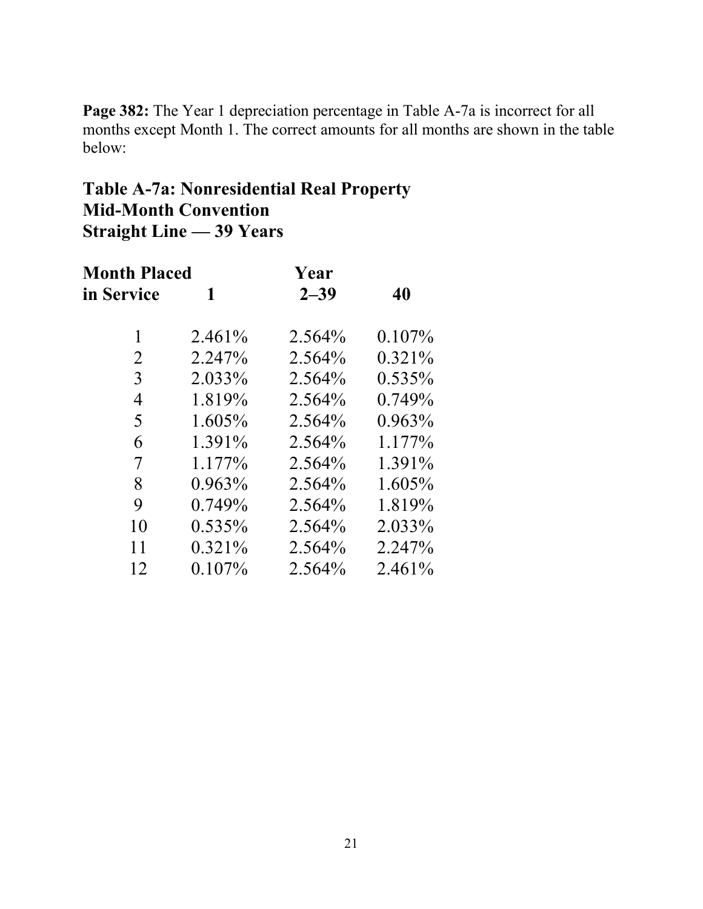**Page 382:** The Year 1 depreciation percentage in Table A-7a is incorrect for all months except Month 1. The correct amounts for all months are shown in the table below:

## Table A-7a: Nonresidential Real Property Mid-Month Convention Straight Line — 39 Years

| Month Placed in Service | Year 1 | Year 2–39 | Year 40 |
|---|---|---|---|
| 1 | 2.461% | 2.564% | 0.107% |
| 2 | 2.247% | 2.564% | 0.321% |
| 3 | 2.033% | 2.564% | 0.535% |
| 4 | 1.819% | 2.564% | 0.749% |
| 5 | 1.605% | 2.564% | 0.963% |
| 6 | 1.391% | 2.564% | 1.177% |
| 7 | 1.177% | 2.564% | 1.391% |
| 8 | 0.963% | 2.564% | 1.605% |
| 9 | 0.749% | 2.564% | 1.819% |
| 10 | 0.535% | 2.564% | 2.033% |
| 11 | 0.321% | 2.564% | 2.247% |
| 12 | 0.107% | 2.564% | 2.461% |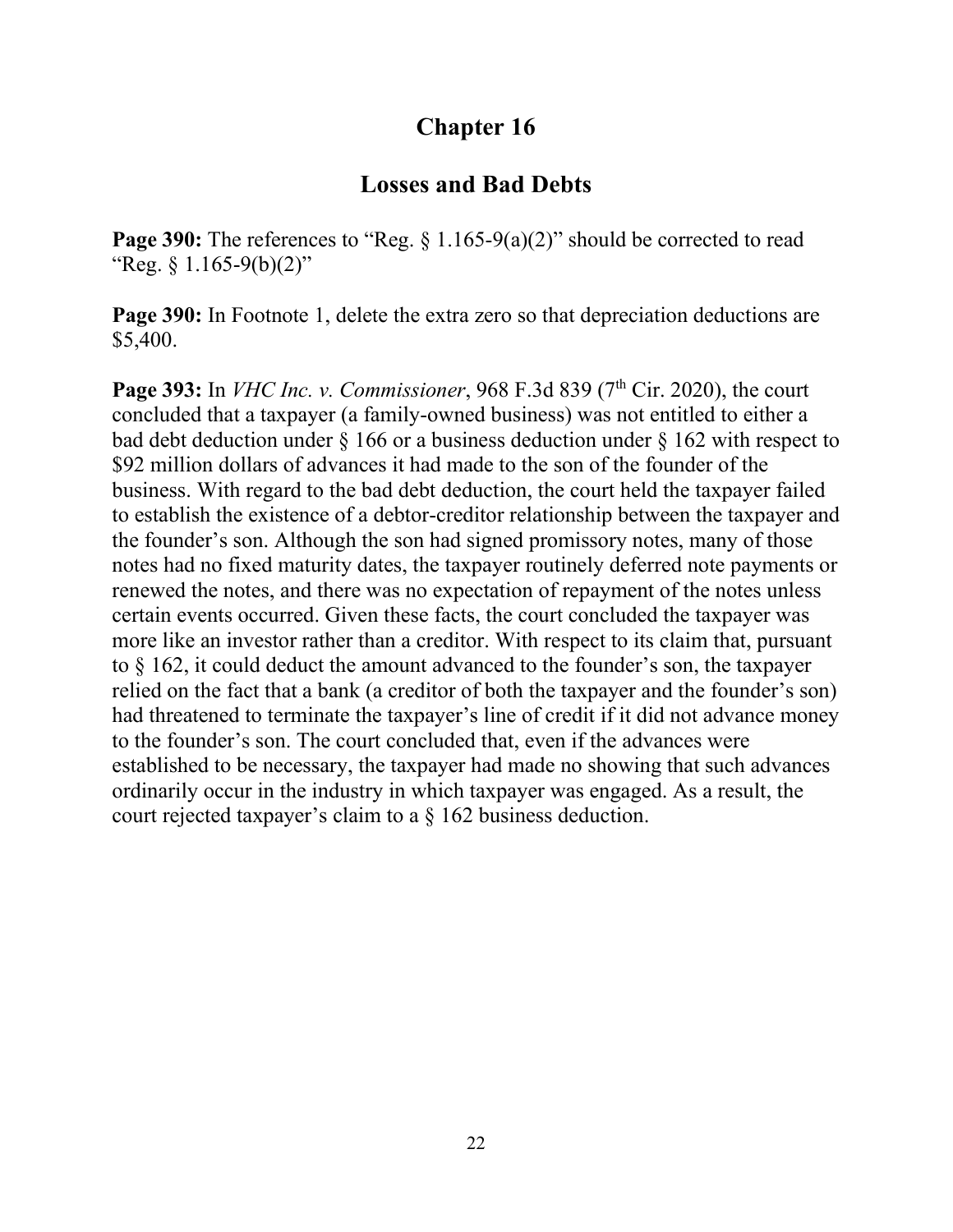# Chapter 16

## Losses and Bad Debts

**Page 390:** The references to "Reg. § 1.165-9(a)(2)" should be corrected to read "Reg. § 1.165-9(b)(2)"

**Page 390:** In Footnote 1, delete the extra zero so that depreciation deductions are $5,400.

**Page 393:** In *VHC Inc. v. Commissioner*, 968 F.3d 839 (7th Cir. 2020), the court concluded that a taxpayer (a family-owned business) was not entitled to either a bad debt deduction under § 166 or a business deduction under § 162 with respect to $92 million dollars of advances it had made to the son of the founder of the business. With regard to the bad debt deduction, the court held the taxpayer failed to establish the existence of a debtor-creditor relationship between the taxpayer and the founder's son. Although the son had signed promissory notes, many of those notes had no fixed maturity dates, the taxpayer routinely deferred note payments or renewed the notes, and there was no expectation of repayment of the notes unless certain events occurred. Given these facts, the court concluded the taxpayer was more like an investor rather than a creditor. With respect to its claim that, pursuant to § 162, it could deduct the amount advanced to the founder's son, the taxpayer relied on the fact that a bank (a creditor of both the taxpayer and the founder's son) had threatened to terminate the taxpayer's line of credit if it did not advance money to the founder's son. The court concluded that, even if the advances were established to be necessary, the taxpayer had made no showing that such advances ordinarily occur in the industry in which taxpayer was engaged. As a result, the court rejected taxpayer's claim to a § 162 business deduction.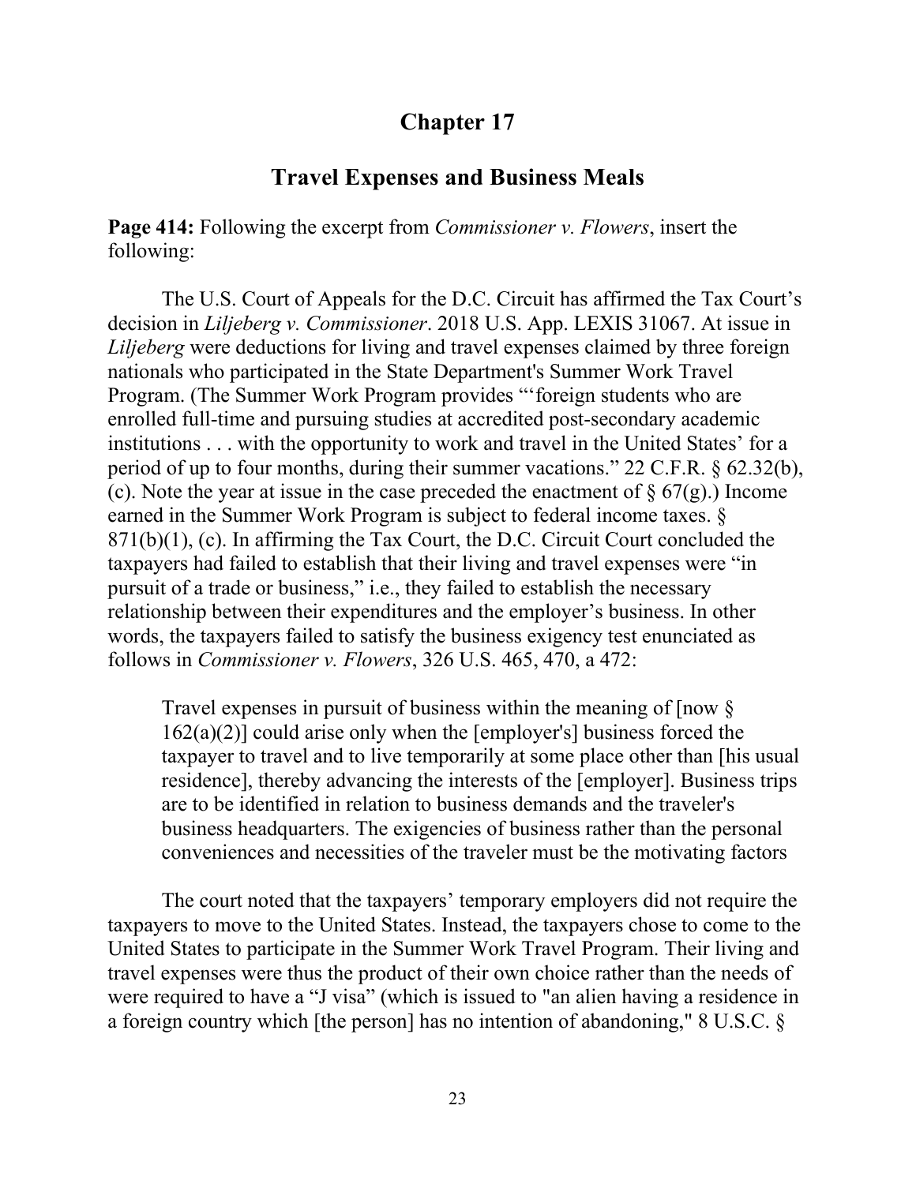# Chapter 17

## Travel Expenses and Business Meals

**Page 414:** Following the excerpt from *Commissioner v. Flowers*, insert the following:

The U.S. Court of Appeals for the D.C. Circuit has affirmed the Tax Court's decision in *Liljeberg v. Commissioner*. 2018 U.S. App. LEXIS 31067. At issue in *Liljeberg* were deductions for living and travel expenses claimed by three foreign nationals who participated in the State Department's Summer Work Travel Program. (The Summer Work Program provides "'foreign students who are enrolled full-time and pursuing studies at accredited post-secondary academic institutions . . . with the opportunity to work and travel in the United States' for a period of up to four months, during their summer vacations." 22 C.F.R. § 62.32(b), (c). Note the year at issue in the case preceded the enactment of § 67(g).) Income earned in the Summer Work Program is subject to federal income taxes. § 871(b)(1), (c). In affirming the Tax Court, the D.C. Circuit Court concluded the taxpayers had failed to establish that their living and travel expenses were "in pursuit of a trade or business," i.e., they failed to establish the necessary relationship between their expenditures and the employer's business. In other words, the taxpayers failed to satisfy the business exigency test enunciated as follows in *Commissioner v. Flowers*, 326 U.S. 465, 470, a 472:

> Travel expenses in pursuit of business within the meaning of [now § 162(a)(2)] could arise only when the [employer's] business forced the taxpayer to travel and to live temporarily at some place other than [his usual residence], thereby advancing the interests of the [employer]. Business trips are to be identified in relation to business demands and the traveler's business headquarters. The exigencies of business rather than the personal conveniences and necessities of the traveler must be the motivating factors

The court noted that the taxpayers' temporary employers did not require the taxpayers to move to the United States. Instead, the taxpayers chose to come to the United States to participate in the Summer Work Travel Program. Their living and travel expenses were thus the product of their own choice rather than the needs of were required to have a "J visa" (which is issued to "an alien having a residence in a foreign country which [the person] has no intention of abandoning," 8 U.S.C. §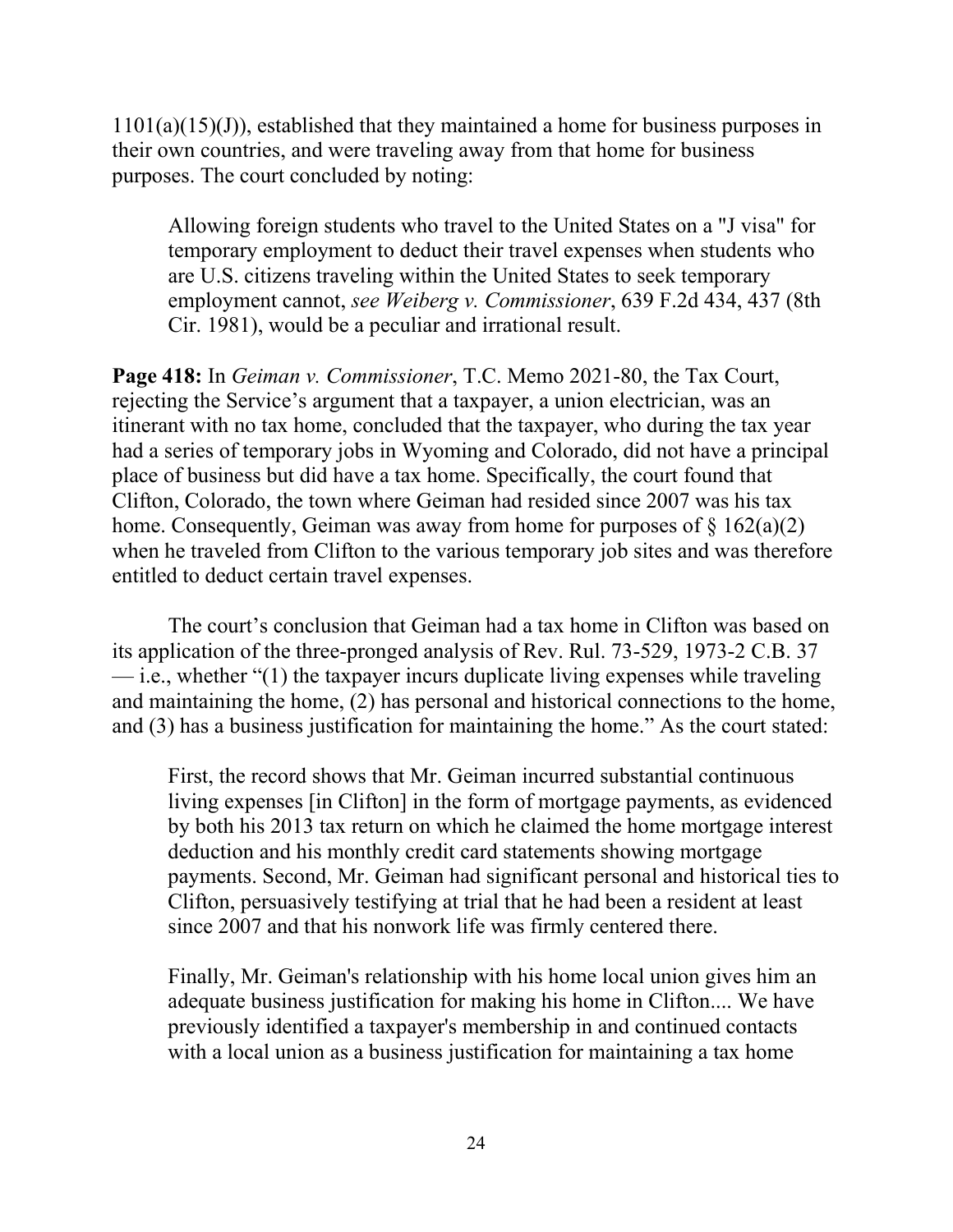1101(a)(15)(J)), established that they maintained a home for business purposes in their own countries, and were traveling away from that home for business purposes. The court concluded by noting:

> Allowing foreign students who travel to the United States on a "J visa" for temporary employment to deduct their travel expenses when students who are U.S. citizens traveling within the United States to seek temporary employment cannot, *see Weiberg v. Commissioner*, 639 F.2d 434, 437 (8th Cir. 1981), would be a peculiar and irrational result.

**Page 418:** In *Geiman v. Commissioner*, T.C. Memo 2021-80, the Tax Court, rejecting the Service's argument that a taxpayer, a union electrician, was an itinerant with no tax home, concluded that the taxpayer, who during the tax year had a series of temporary jobs in Wyoming and Colorado, did not have a principal place of business but did have a tax home. Specifically, the court found that Clifton, Colorado, the town where Geiman had resided since 2007 was his tax home. Consequently, Geiman was away from home for purposes of § 162(a)(2) when he traveled from Clifton to the various temporary job sites and was therefore entitled to deduct certain travel expenses.

The court's conclusion that Geiman had a tax home in Clifton was based on its application of the three-pronged analysis of Rev. Rul. 73-529, 1973-2 C.B. 37 — i.e., whether "(1) the taxpayer incurs duplicate living expenses while traveling and maintaining the home, (2) has personal and historical connections to the home, and (3) has a business justification for maintaining the home." As the court stated:

> First, the record shows that Mr. Geiman incurred substantial continuous living expenses [in Clifton] in the form of mortgage payments, as evidenced by both his 2013 tax return on which he claimed the home mortgage interest deduction and his monthly credit card statements showing mortgage payments. Second, Mr. Geiman had significant personal and historical ties to Clifton, persuasively testifying at trial that he had been a resident at least since 2007 and that his nonwork life was firmly centered there.
>
> Finally, Mr. Geiman's relationship with his home local union gives him an adequate business justification for making his home in Clifton.... We have previously identified a taxpayer's membership in and continued contacts with a local union as a business justification for maintaining a tax home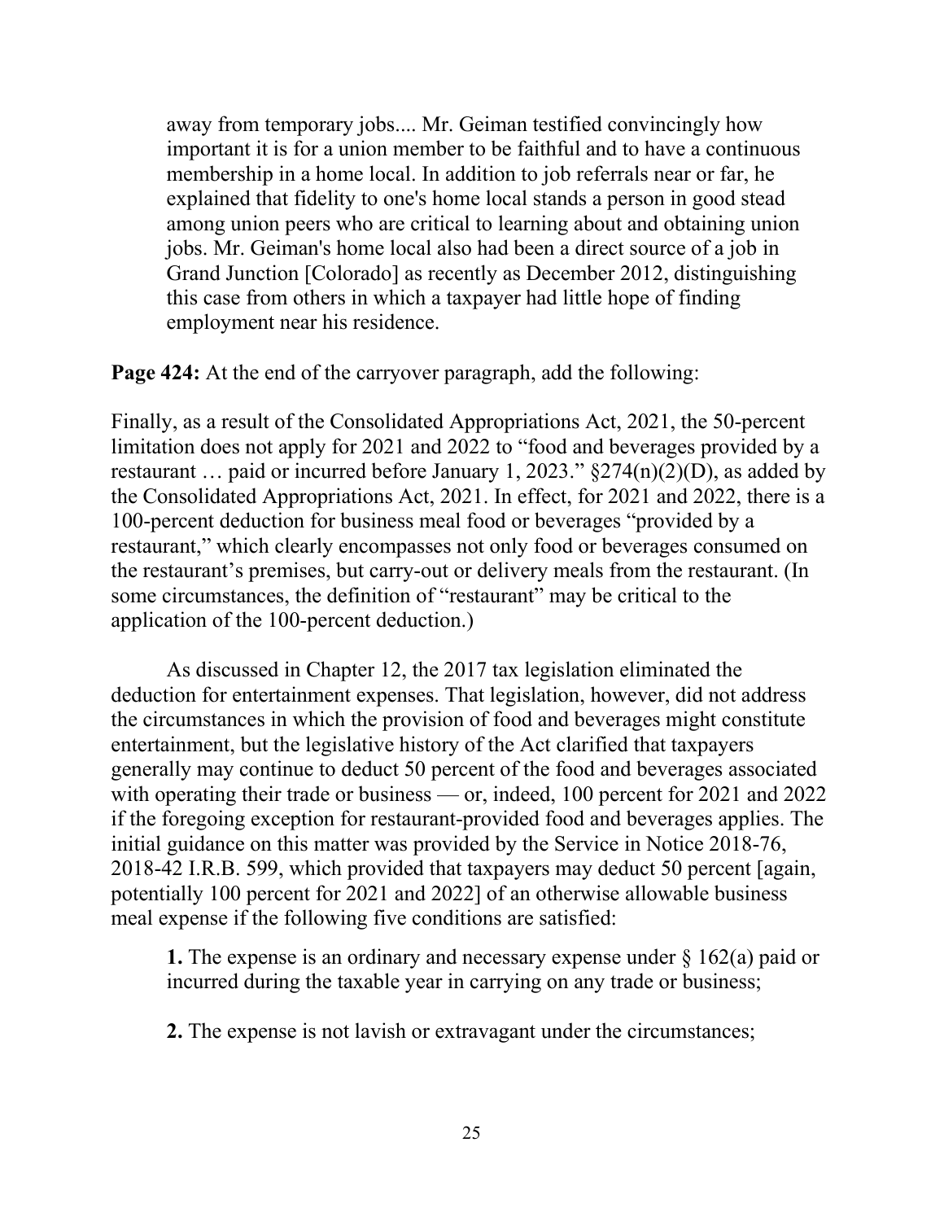> away from temporary jobs.... Mr. Geiman testified convincingly how important it is for a union member to be faithful and to have a continuous membership in a home local. In addition to job referrals near or far, he explained that fidelity to one's home local stands a person in good stead among union peers who are critical to learning about and obtaining union jobs. Mr. Geiman's home local also had been a direct source of a job in Grand Junction [Colorado] as recently as December 2012, distinguishing this case from others in which a taxpayer had little hope of finding employment near his residence.

**Page 424:** At the end of the carryover paragraph, add the following:

Finally, as a result of the Consolidated Appropriations Act, 2021, the 50-percent limitation does not apply for 2021 and 2022 to "food and beverages provided by a restaurant … paid or incurred before January 1, 2023." §274(n)(2)(D), as added by the Consolidated Appropriations Act, 2021. In effect, for 2021 and 2022, there is a 100-percent deduction for business meal food or beverages "provided by a restaurant," which clearly encompasses not only food or beverages consumed on the restaurant's premises, but carry-out or delivery meals from the restaurant. (In some circumstances, the definition of "restaurant" may be critical to the application of the 100-percent deduction.)

As discussed in Chapter 12, the 2017 tax legislation eliminated the deduction for entertainment expenses. That legislation, however, did not address the circumstances in which the provision of food and beverages might constitute entertainment, but the legislative history of the Act clarified that taxpayers generally may continue to deduct 50 percent of the food and beverages associated with operating their trade or business — or, indeed, 100 percent for 2021 and 2022 if the foregoing exception for restaurant-provided food and beverages applies. The initial guidance on this matter was provided by the Service in Notice 2018-76, 2018-42 I.R.B. 599, which provided that taxpayers may deduct 50 percent [again, potentially 100 percent for 2021 and 2022] of an otherwise allowable business meal expense if the following five conditions are satisfied:

> **1.** The expense is an ordinary and necessary expense under § 162(a) paid or incurred during the taxable year in carrying on any trade or business;
>
> **2.** The expense is not lavish or extravagant under the circumstances;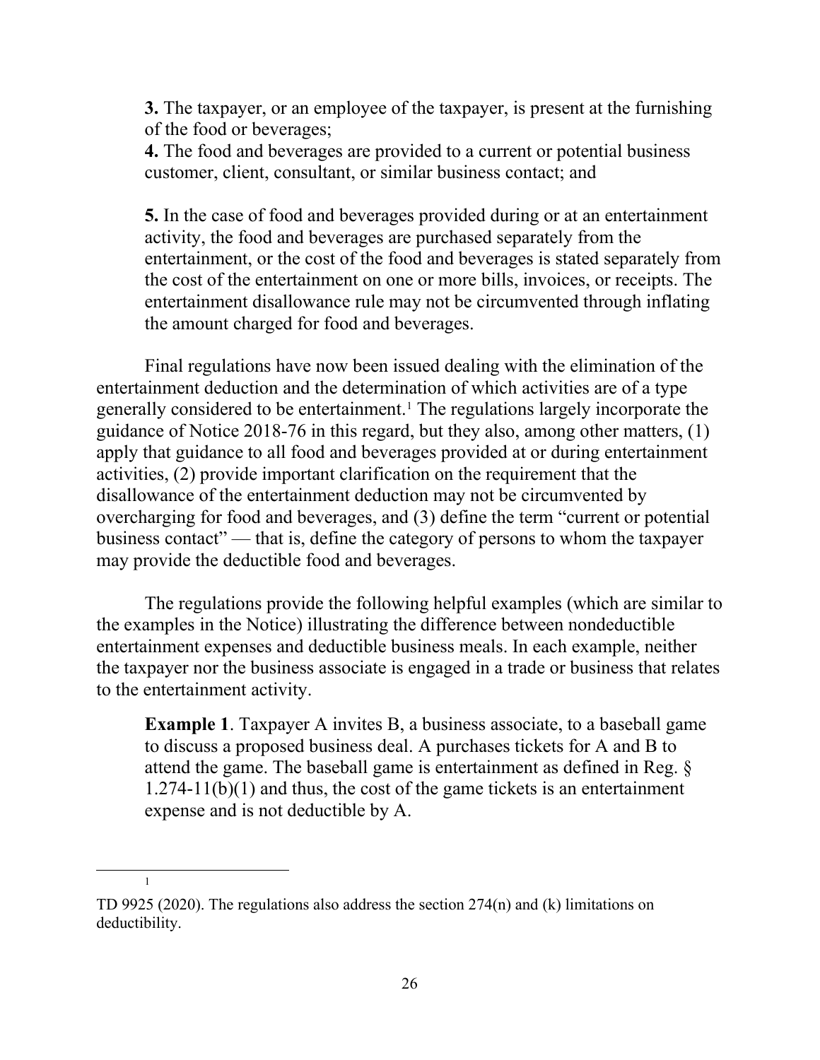**3.** The taxpayer, or an employee of the taxpayer, is present at the furnishing of the food or beverages;

**4.** The food and beverages are provided to a current or potential business customer, client, consultant, or similar business contact; and

**5.** In the case of food and beverages provided during or at an entertainment activity, the food and beverages are purchased separately from the entertainment, or the cost of the food and beverages is stated separately from the cost of the entertainment on one or more bills, invoices, or receipts. The entertainment disallowance rule may not be circumvented through inflating the amount charged for food and beverages.

Final regulations have now been issued dealing with the elimination of the entertainment deduction and the determination of which activities are of a type generally considered to be entertainment.[1] The regulations largely incorporate the guidance of Notice 2018-76 in this regard, but they also, among other matters, (1) apply that guidance to all food and beverages provided at or during entertainment activities, (2) provide important clarification on the requirement that the disallowance of the entertainment deduction may not be circumvented by overcharging for food and beverages, and (3) define the term "current or potential business contact" — that is, define the category of persons to whom the taxpayer may provide the deductible food and beverages.

The regulations provide the following helpful examples (which are similar to the examples in the Notice) illustrating the difference between nondeductible entertainment expenses and deductible business meals. In each example, neither the taxpayer nor the business associate is engaged in a trade or business that relates to the entertainment activity.

**Example 1**. Taxpayer A invites B, a business associate, to a baseball game to discuss a proposed business deal. A purchases tickets for A and B to attend the game. The baseball game is entertainment as defined in Reg. § 1.274-11(b)(1) and thus, the cost of the game tickets is an entertainment expense and is not deductible by A.

---

[1] TD 9925 (2020). The regulations also address the section 274(n) and (k) limitations on deductibility.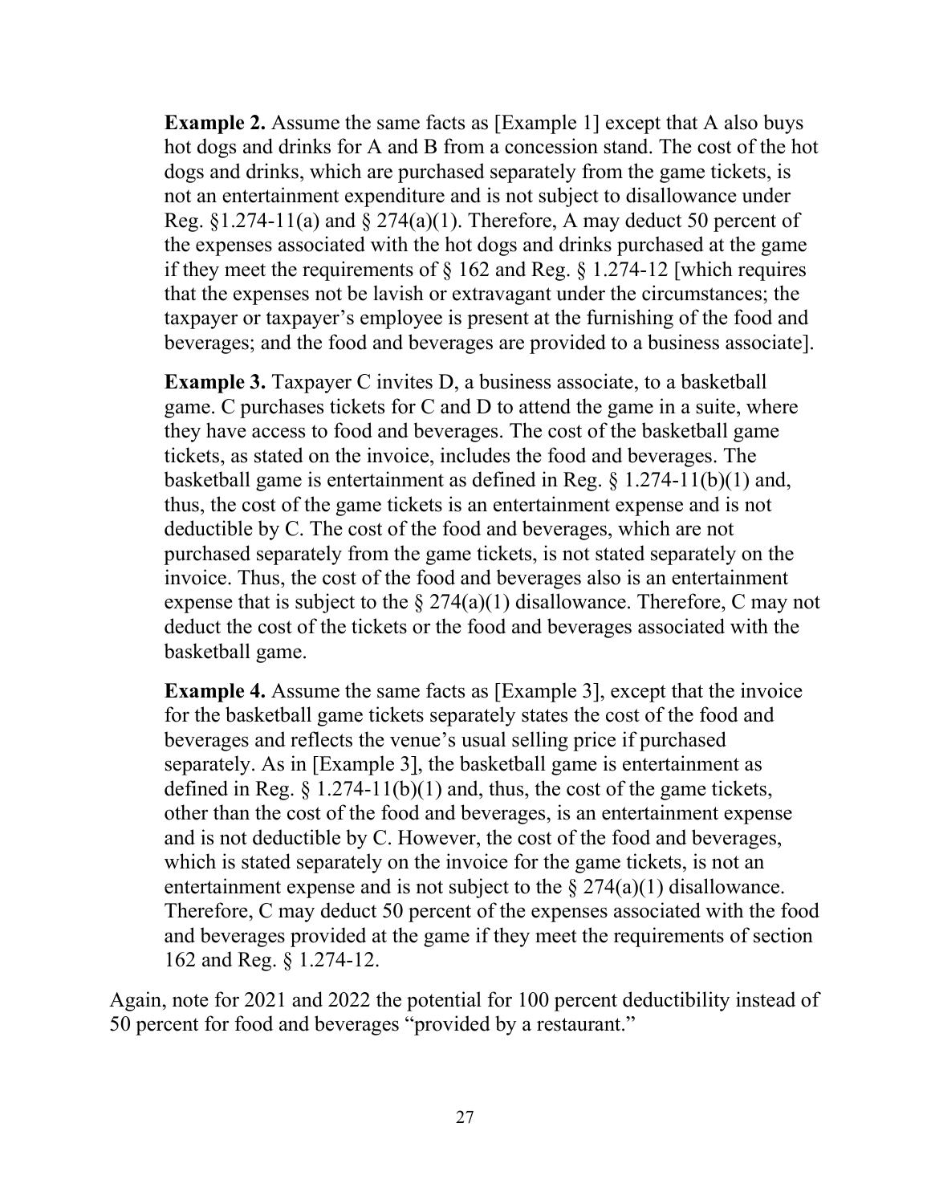**Example 2.** Assume the same facts as [Example 1] except that A also buys hot dogs and drinks for A and B from a concession stand. The cost of the hot dogs and drinks, which are purchased separately from the game tickets, is not an entertainment expenditure and is not subject to disallowance under Reg. §1.274-11(a) and § 274(a)(1). Therefore, A may deduct 50 percent of the expenses associated with the hot dogs and drinks purchased at the game if they meet the requirements of § 162 and Reg. § 1.274-12 [which requires that the expenses not be lavish or extravagant under the circumstances; the taxpayer or taxpayer's employee is present at the furnishing of the food and beverages; and the food and beverages are provided to a business associate].

**Example 3.** Taxpayer C invites D, a business associate, to a basketball game. C purchases tickets for C and D to attend the game in a suite, where they have access to food and beverages. The cost of the basketball game tickets, as stated on the invoice, includes the food and beverages. The basketball game is entertainment as defined in Reg. § 1.274-11(b)(1) and, thus, the cost of the game tickets is an entertainment expense and is not deductible by C. The cost of the food and beverages, which are not purchased separately from the game tickets, is not stated separately on the invoice. Thus, the cost of the food and beverages also is an entertainment expense that is subject to the § 274(a)(1) disallowance. Therefore, C may not deduct the cost of the tickets or the food and beverages associated with the basketball game.

**Example 4.** Assume the same facts as [Example 3], except that the invoice for the basketball game tickets separately states the cost of the food and beverages and reflects the venue's usual selling price if purchased separately. As in [Example 3], the basketball game is entertainment as defined in Reg. § 1.274-11(b)(1) and, thus, the cost of the game tickets, other than the cost of the food and beverages, is an entertainment expense and is not deductible by C. However, the cost of the food and beverages, which is stated separately on the invoice for the game tickets, is not an entertainment expense and is not subject to the § 274(a)(1) disallowance. Therefore, C may deduct 50 percent of the expenses associated with the food and beverages provided at the game if they meet the requirements of section 162 and Reg. § 1.274-12.

Again, note for 2021 and 2022 the potential for 100 percent deductibility instead of 50 percent for food and beverages "provided by a restaurant."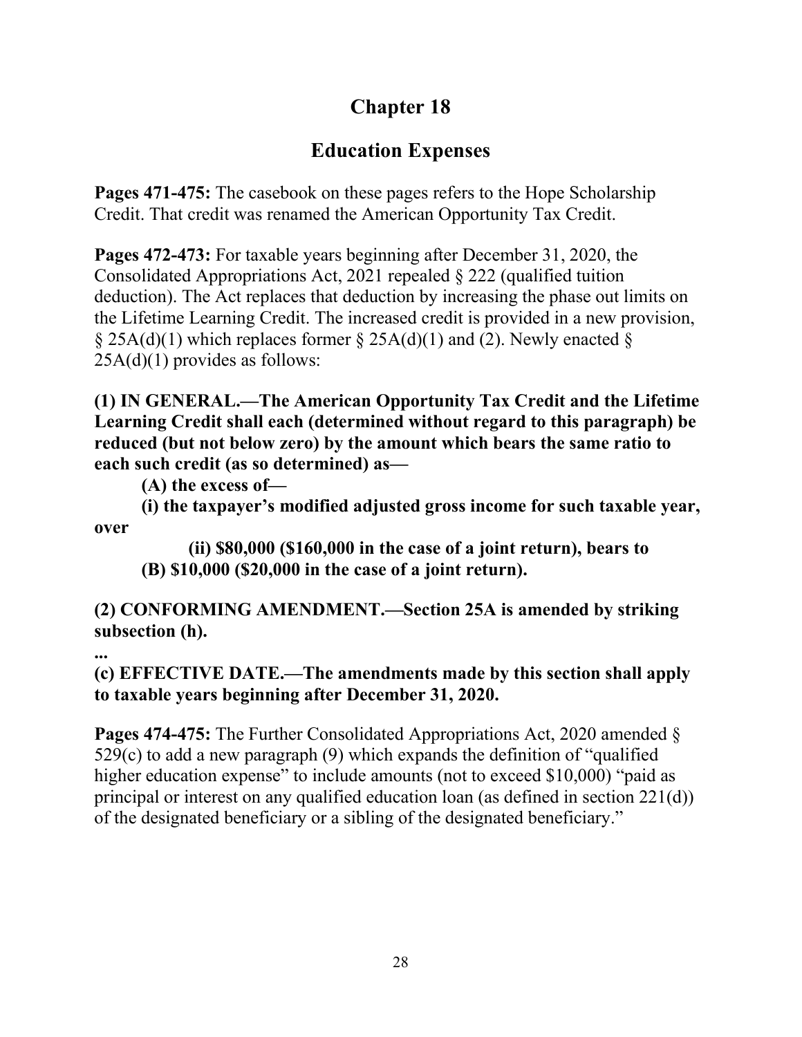# Chapter 18

## Education Expenses

**Pages 471-475:** The casebook on these pages refers to the Hope Scholarship Credit. That credit was renamed the American Opportunity Tax Credit.

**Pages 472-473:** For taxable years beginning after December 31, 2020, the Consolidated Appropriations Act, 2021 repealed § 222 (qualified tuition deduction). The Act replaces that deduction by increasing the phase out limits on the Lifetime Learning Credit. The increased credit is provided in a new provision, § 25A(d)(1) which replaces former § 25A(d)(1) and (2). Newly enacted § 25A(d)(1) provides as follows:

**(1) IN GENERAL.—The American Opportunity Tax Credit and the Lifetime Learning Credit shall each (determined without regard to this paragraph) be reduced (but not below zero) by the amount which bears the same ratio to each such credit (as so determined) as—**

**(A) the excess of—**

**(i) the taxpayer's modified adjusted gross income for such taxable year, over**

**(ii) $80,000 ($160,000 in the case of a joint return), bears to**

**(B) $10,000 ($20,000 in the case of a joint return).**

**(2) CONFORMING AMENDMENT.—Section 25A is amended by striking subsection (h).**

**...**

**(c) EFFECTIVE DATE.—The amendments made by this section shall apply to taxable years beginning after December 31, 2020.**

**Pages 474-475:** The Further Consolidated Appropriations Act, 2020 amended § 529(c) to add a new paragraph (9) which expands the definition of "qualified higher education expense" to include amounts (not to exceed $10,000) "paid as principal or interest on any qualified education loan (as defined in section 221(d)) of the designated beneficiary or a sibling of the designated beneficiary."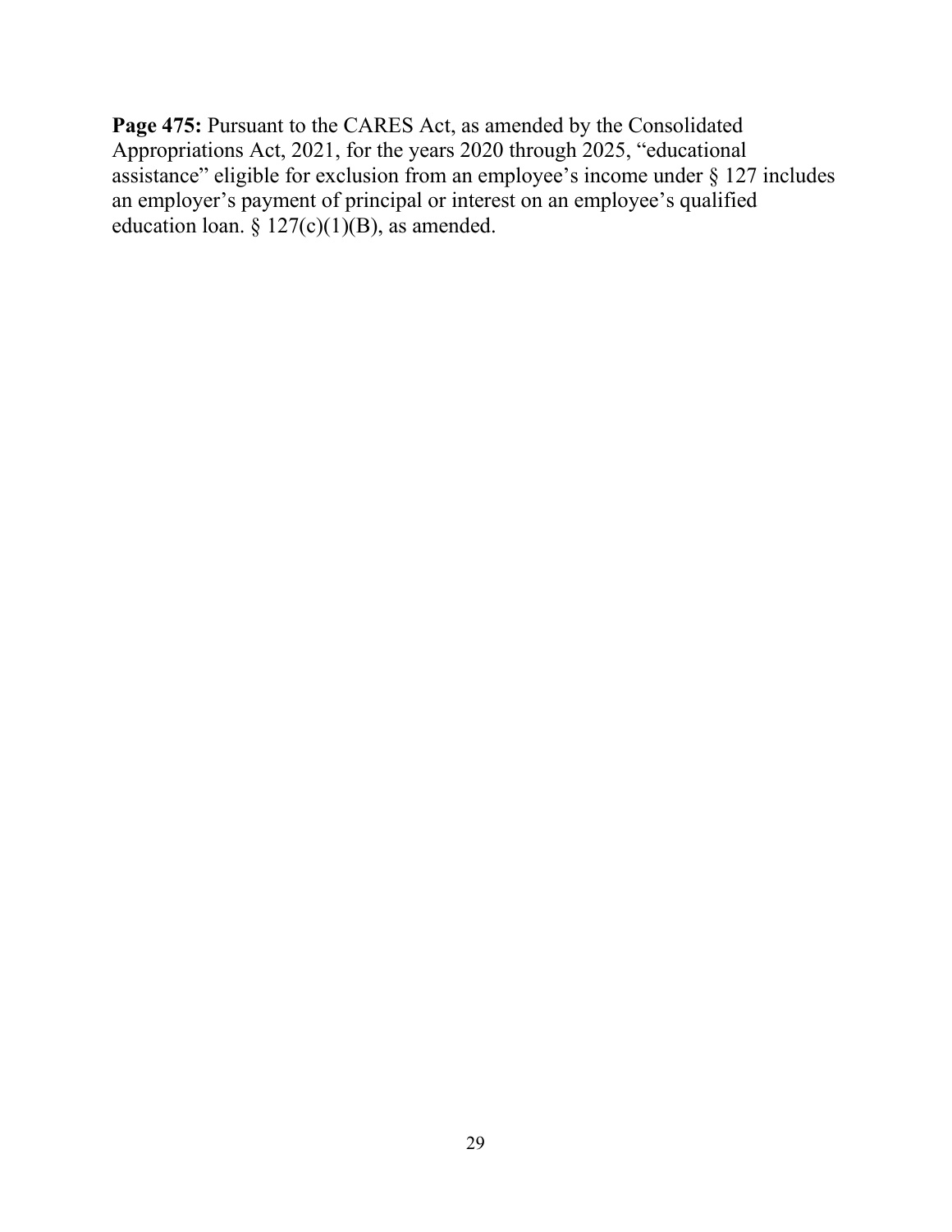**Page 475:** Pursuant to the CARES Act, as amended by the Consolidated Appropriations Act, 2021, for the years 2020 through 2025, "educational assistance" eligible for exclusion from an employee's income under § 127 includes an employer's payment of principal or interest on an employee's qualified education loan. § 127(c)(1)(B), as amended.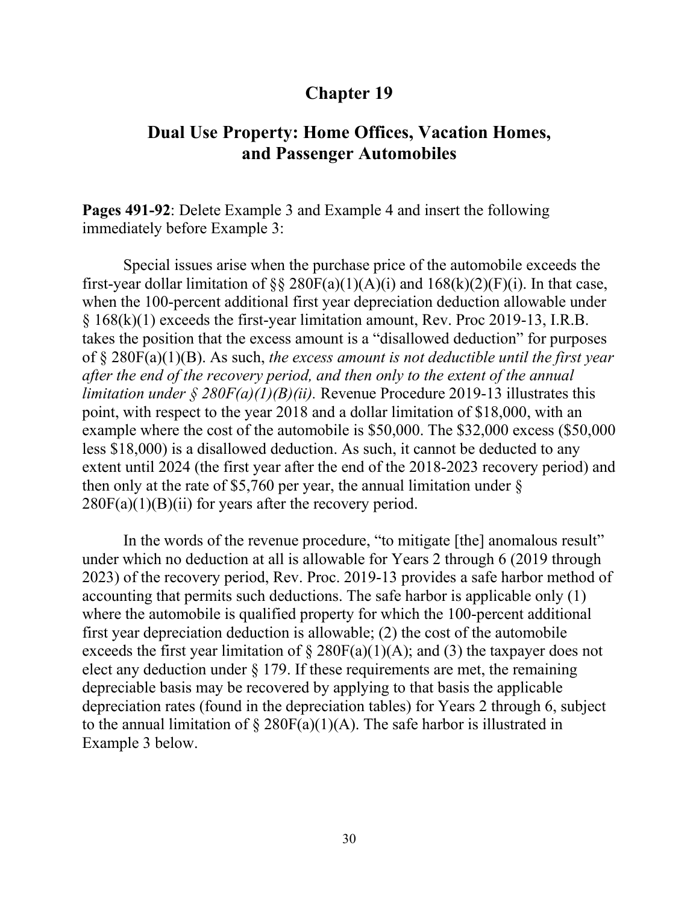# Chapter 19

## Dual Use Property: Home Offices, Vacation Homes, and Passenger Automobiles

**Pages 491-92**: Delete Example 3 and Example 4 and insert the following immediately before Example 3:

Special issues arise when the purchase price of the automobile exceeds the first-year dollar limitation of §§ 280F(a)(1)(A)(i) and 168(k)(2)(F)(i). In that case, when the 100-percent additional first year depreciation deduction allowable under § 168(k)(1) exceeds the first-year limitation amount, Rev. Proc 2019-13, I.R.B. takes the position that the excess amount is a "disallowed deduction" for purposes of § 280F(a)(1)(B). As such, *the excess amount is not deductible until the first year after the end of the recovery period, and then only to the extent of the annual limitation under § 280F(a)(1)(B)(ii).* Revenue Procedure 2019-13 illustrates this point, with respect to the year 2018 and a dollar limitation of $18,000, with an example where the cost of the automobile is $50,000. The $32,000 excess ($50,000 less $18,000) is a disallowed deduction. As such, it cannot be deducted to any extent until 2024 (the first year after the end of the 2018-2023 recovery period) and then only at the rate of $5,760 per year, the annual limitation under § 280F(a)(1)(B)(ii) for years after the recovery period.

In the words of the revenue procedure, "to mitigate [the] anomalous result" under which no deduction at all is allowable for Years 2 through 6 (2019 through 2023) of the recovery period, Rev. Proc. 2019-13 provides a safe harbor method of accounting that permits such deductions. The safe harbor is applicable only (1) where the automobile is qualified property for which the 100-percent additional first year depreciation deduction is allowable; (2) the cost of the automobile exceeds the first year limitation of § 280F(a)(1)(A); and (3) the taxpayer does not elect any deduction under § 179. If these requirements are met, the remaining depreciable basis may be recovered by applying to that basis the applicable depreciation rates (found in the depreciation tables) for Years 2 through 6, subject to the annual limitation of § 280F(a)(1)(A). The safe harbor is illustrated in Example 3 below.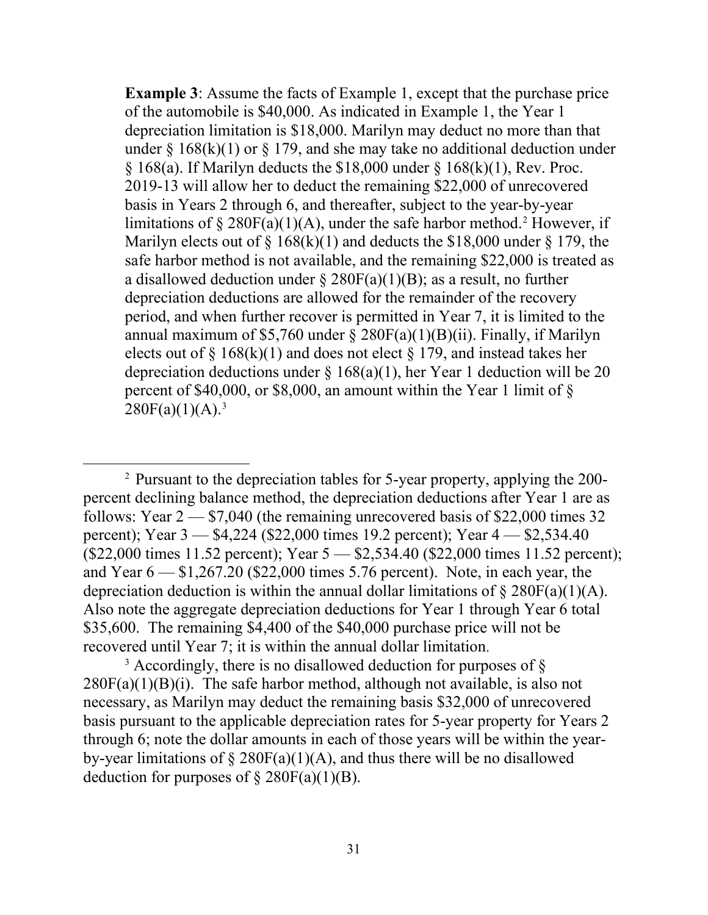**Example 3**: Assume the facts of Example 1, except that the purchase price of the automobile is $40,000. As indicated in Example 1, the Year 1 depreciation limitation is $18,000. Marilyn may deduct no more than that under § 168(k)(1) or § 179, and she may take no additional deduction under § 168(a). If Marilyn deducts the $18,000 under § 168(k)(1), Rev. Proc. 2019-13 will allow her to deduct the remaining $22,000 of unrecovered basis in Years 2 through 6, and thereafter, subject to the year-by-year limitations of § 280F(a)(1)(A), under the safe harbor method.[2] However, if Marilyn elects out of § 168(k)(1) and deducts the $18,000 under § 179, the safe harbor method is not available, and the remaining $22,000 is treated as a disallowed deduction under § 280F(a)(1)(B); as a result, no further depreciation deductions are allowed for the remainder of the recovery period, and when further recover is permitted in Year 7, it is limited to the annual maximum of $5,760 under § 280F(a)(1)(B)(ii). Finally, if Marilyn elects out of § 168(k)(1) and does not elect § 179, and instead takes her depreciation deductions under § 168(a)(1), her Year 1 deduction will be 20 percent of $40,000, or $8,000, an amount within the Year 1 limit of § 280F(a)(1)(A).[3]

---

[2] Pursuant to the depreciation tables for 5-year property, applying the 200-percent declining balance method, the depreciation deductions after Year 1 are as follows: Year 2 — $7,040 (the remaining unrecovered basis of $22,000 times 32 percent); Year 3 — $4,224 ($22,000 times 19.2 percent); Year 4 — $2,534.40 ($22,000 times 11.52 percent); Year 5 — $2,534.40 ($22,000 times 11.52 percent); and Year 6 — $1,267.20 ($22,000 times 5.76 percent). Note, in each year, the depreciation deduction is within the annual dollar limitations of § 280F(a)(1)(A). Also note the aggregate depreciation deductions for Year 1 through Year 6 total $35,600. The remaining $4,400 of the $40,000 purchase price will not be recovered until Year 7; it is within the annual dollar limitation.

[3] Accordingly, there is no disallowed deduction for purposes of § 280F(a)(1)(B)(i). The safe harbor method, although not available, is also not necessary, as Marilyn may deduct the remaining basis $32,000 of unrecovered basis pursuant to the applicable depreciation rates for 5-year property for Years 2 through 6; note the dollar amounts in each of those years will be within the year-by-year limitations of § 280F(a)(1)(A), and thus there will be no disallowed deduction for purposes of § 280F(a)(1)(B).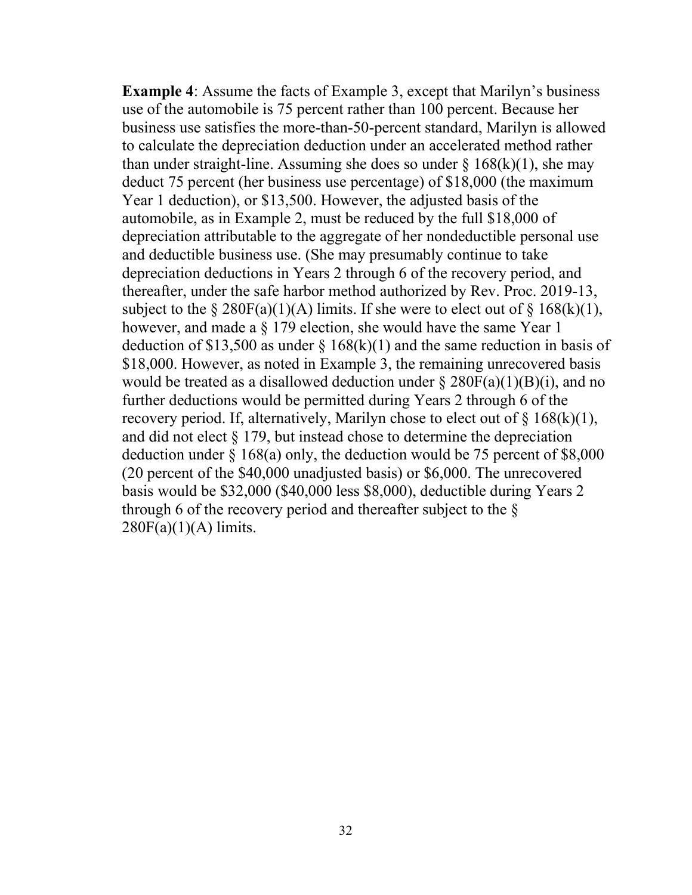**Example 4**: Assume the facts of Example 3, except that Marilyn's business use of the automobile is 75 percent rather than 100 percent. Because her business use satisfies the more-than-50-percent standard, Marilyn is allowed to calculate the depreciation deduction under an accelerated method rather than under straight-line. Assuming she does so under § 168(k)(1), she may deduct 75 percent (her business use percentage) of $18,000 (the maximum Year 1 deduction), or $13,500. However, the adjusted basis of the automobile, as in Example 2, must be reduced by the full $18,000 of depreciation attributable to the aggregate of her nondeductible personal use and deductible business use. (She may presumably continue to take depreciation deductions in Years 2 through 6 of the recovery period, and thereafter, under the safe harbor method authorized by Rev. Proc. 2019-13, subject to the § 280F(a)(1)(A) limits. If she were to elect out of § 168(k)(1), however, and made a § 179 election, she would have the same Year 1 deduction of $13,500 as under § 168(k)(1) and the same reduction in basis of $18,000. However, as noted in Example 3, the remaining unrecovered basis would be treated as a disallowed deduction under § 280F(a)(1)(B)(i), and no further deductions would be permitted during Years 2 through 6 of the recovery period. If, alternatively, Marilyn chose to elect out of § 168(k)(1), and did not elect § 179, but instead chose to determine the depreciation deduction under § 168(a) only, the deduction would be 75 percent of $8,000 (20 percent of the $40,000 unadjusted basis) or $6,000. The unrecovered basis would be $32,000 ($40,000 less $8,000), deductible during Years 2 through 6 of the recovery period and thereafter subject to the § 280F(a)(1)(A) limits.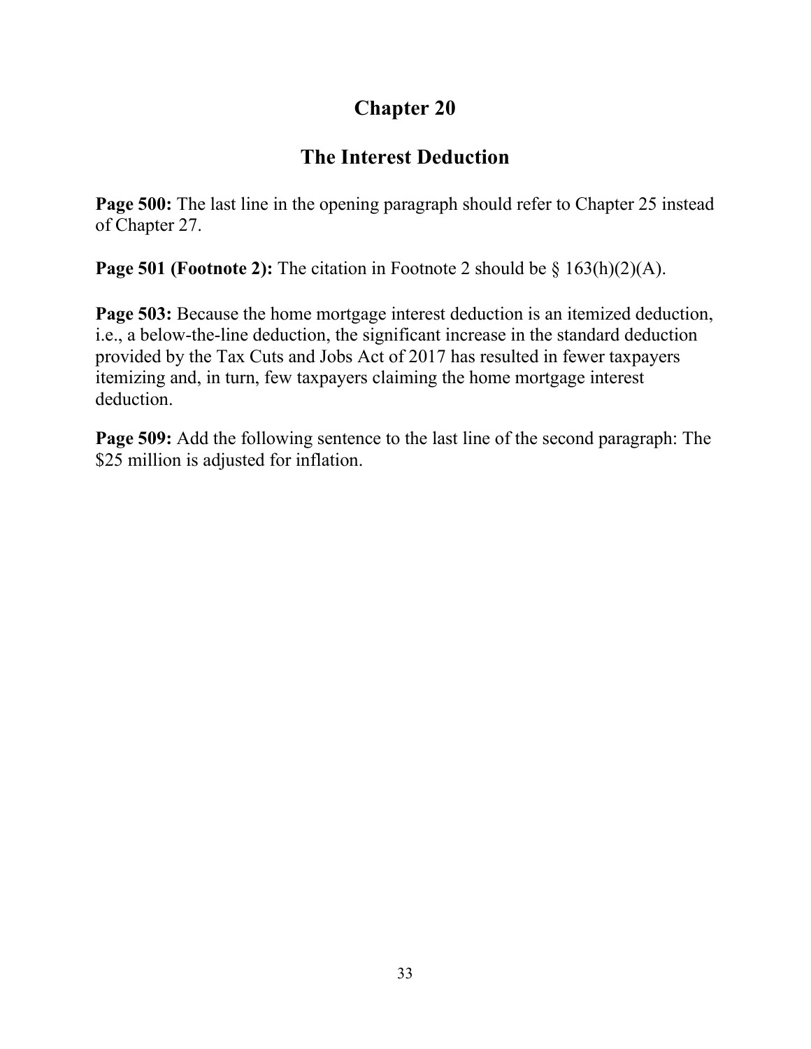# Chapter 20

## The Interest Deduction

**Page 500:** The last line in the opening paragraph should refer to Chapter 25 instead of Chapter 27.

**Page 501 (Footnote 2):** The citation in Footnote 2 should be § 163(h)(2)(A).

**Page 503:** Because the home mortgage interest deduction is an itemized deduction, i.e., a below-the-line deduction, the significant increase in the standard deduction provided by the Tax Cuts and Jobs Act of 2017 has resulted in fewer taxpayers itemizing and, in turn, few taxpayers claiming the home mortgage interest deduction.

**Page 509:** Add the following sentence to the last line of the second paragraph: The $25 million is adjusted for inflation.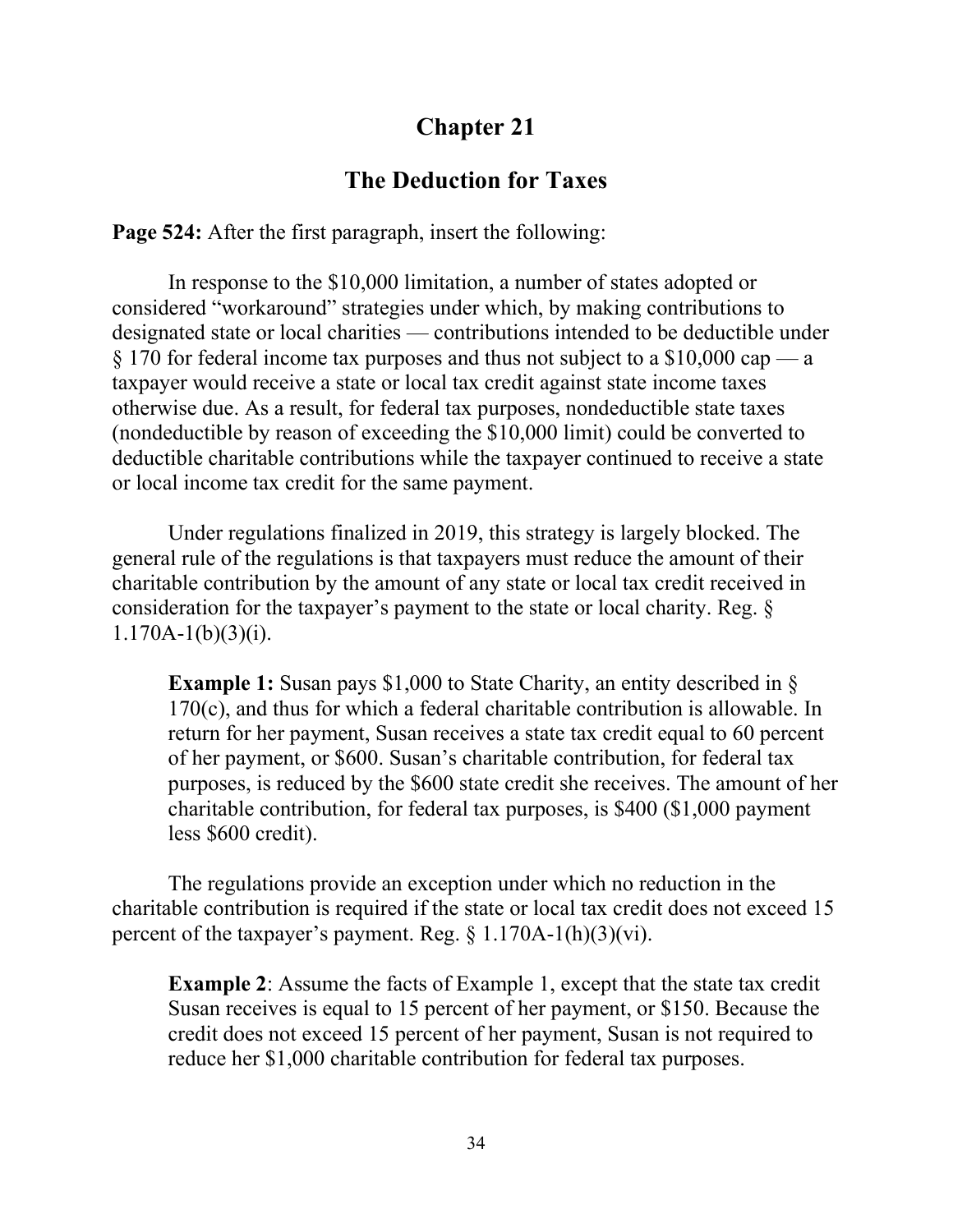# Chapter 21

## The Deduction for Taxes

**Page 524:** After the first paragraph, insert the following:

In response to the $10,000 limitation, a number of states adopted or considered "workaround" strategies under which, by making contributions to designated state or local charities — contributions intended to be deductible under § 170 for federal income tax purposes and thus not subject to a $10,000 cap — a taxpayer would receive a state or local tax credit against state income taxes otherwise due. As a result, for federal tax purposes, nondeductible state taxes (nondeductible by reason of exceeding the $10,000 limit) could be converted to deductible charitable contributions while the taxpayer continued to receive a state or local income tax credit for the same payment.

Under regulations finalized in 2019, this strategy is largely blocked. The general rule of the regulations is that taxpayers must reduce the amount of their charitable contribution by the amount of any state or local tax credit received in consideration for the taxpayer's payment to the state or local charity. Reg. § 1.170A-1(b)(3)(i).

> **Example 1:** Susan pays $1,000 to State Charity, an entity described in § 170(c), and thus for which a federal charitable contribution is allowable. In return for her payment, Susan receives a state tax credit equal to 60 percent of her payment, or $600. Susan's charitable contribution, for federal tax purposes, is reduced by the $600 state credit she receives. The amount of her charitable contribution, for federal tax purposes, is $400 ($1,000 payment less $600 credit).

The regulations provide an exception under which no reduction in the charitable contribution is required if the state or local tax credit does not exceed 15 percent of the taxpayer's payment. Reg. § 1.170A-1(h)(3)(vi).

> **Example 2**: Assume the facts of Example 1, except that the state tax credit Susan receives is equal to 15 percent of her payment, or $150. Because the credit does not exceed 15 percent of her payment, Susan is not required to reduce her $1,000 charitable contribution for federal tax purposes.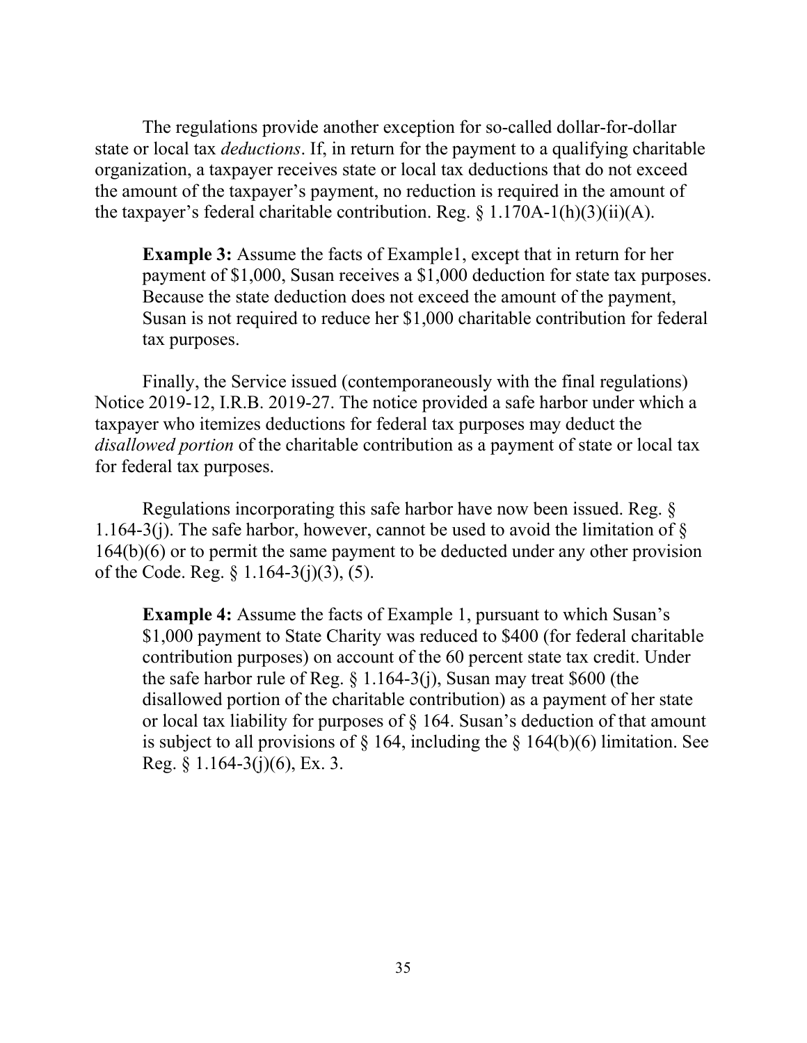The regulations provide another exception for so-called dollar-for-dollar state or local tax *deductions*. If, in return for the payment to a qualifying charitable organization, a taxpayer receives state or local tax deductions that do not exceed the amount of the taxpayer's payment, no reduction is required in the amount of the taxpayer's federal charitable contribution. Reg. § 1.170A-1(h)(3)(ii)(A).

> **Example 3:** Assume the facts of Example1, except that in return for her payment of $1,000, Susan receives a $1,000 deduction for state tax purposes. Because the state deduction does not exceed the amount of the payment, Susan is not required to reduce her $1,000 charitable contribution for federal tax purposes.

Finally, the Service issued (contemporaneously with the final regulations) Notice 2019-12, I.R.B. 2019-27. The notice provided a safe harbor under which a taxpayer who itemizes deductions for federal tax purposes may deduct the *disallowed portion* of the charitable contribution as a payment of state or local tax for federal tax purposes.

Regulations incorporating this safe harbor have now been issued. Reg. § 1.164-3(j). The safe harbor, however, cannot be used to avoid the limitation of § 164(b)(6) or to permit the same payment to be deducted under any other provision of the Code. Reg. § 1.164-3(j)(3), (5).

> **Example 4:** Assume the facts of Example 1, pursuant to which Susan's $1,000 payment to State Charity was reduced to $400 (for federal charitable contribution purposes) on account of the 60 percent state tax credit. Under the safe harbor rule of Reg. § 1.164-3(j), Susan may treat $600 (the disallowed portion of the charitable contribution) as a payment of her state or local tax liability for purposes of § 164. Susan's deduction of that amount is subject to all provisions of § 164, including the § 164(b)(6) limitation. See Reg. § 1.164-3(j)(6), Ex. 3.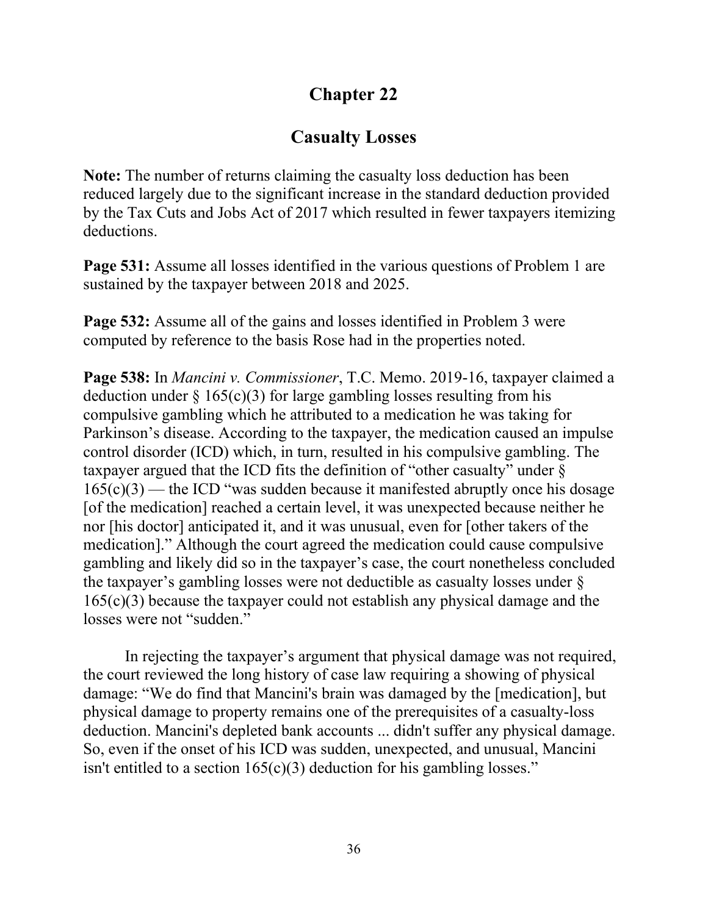# Chapter 22

## Casualty Losses

**Note:** The number of returns claiming the casualty loss deduction has been reduced largely due to the significant increase in the standard deduction provided by the Tax Cuts and Jobs Act of 2017 which resulted in fewer taxpayers itemizing deductions.

**Page 531:** Assume all losses identified in the various questions of Problem 1 are sustained by the taxpayer between 2018 and 2025.

**Page 532:** Assume all of the gains and losses identified in Problem 3 were computed by reference to the basis Rose had in the properties noted.

**Page 538:** In *Mancini v. Commissioner*, T.C. Memo. 2019-16, taxpayer claimed a deduction under § 165(c)(3) for large gambling losses resulting from his compulsive gambling which he attributed to a medication he was taking for Parkinson's disease. According to the taxpayer, the medication caused an impulse control disorder (ICD) which, in turn, resulted in his compulsive gambling. The taxpayer argued that the ICD fits the definition of "other casualty" under § 165(c)(3) — the ICD "was sudden because it manifested abruptly once his dosage [of the medication] reached a certain level, it was unexpected because neither he nor [his doctor] anticipated it, and it was unusual, even for [other takers of the medication]." Although the court agreed the medication could cause compulsive gambling and likely did so in the taxpayer's case, the court nonetheless concluded the taxpayer's gambling losses were not deductible as casualty losses under § 165(c)(3) because the taxpayer could not establish any physical damage and the losses were not "sudden."

In rejecting the taxpayer's argument that physical damage was not required, the court reviewed the long history of case law requiring a showing of physical damage: "We do find that Mancini's brain was damaged by the [medication], but physical damage to property remains one of the prerequisites of a casualty-loss deduction. Mancini's depleted bank accounts ... didn't suffer any physical damage. So, even if the onset of his ICD was sudden, unexpected, and unusual, Mancini isn't entitled to a section 165(c)(3) deduction for his gambling losses."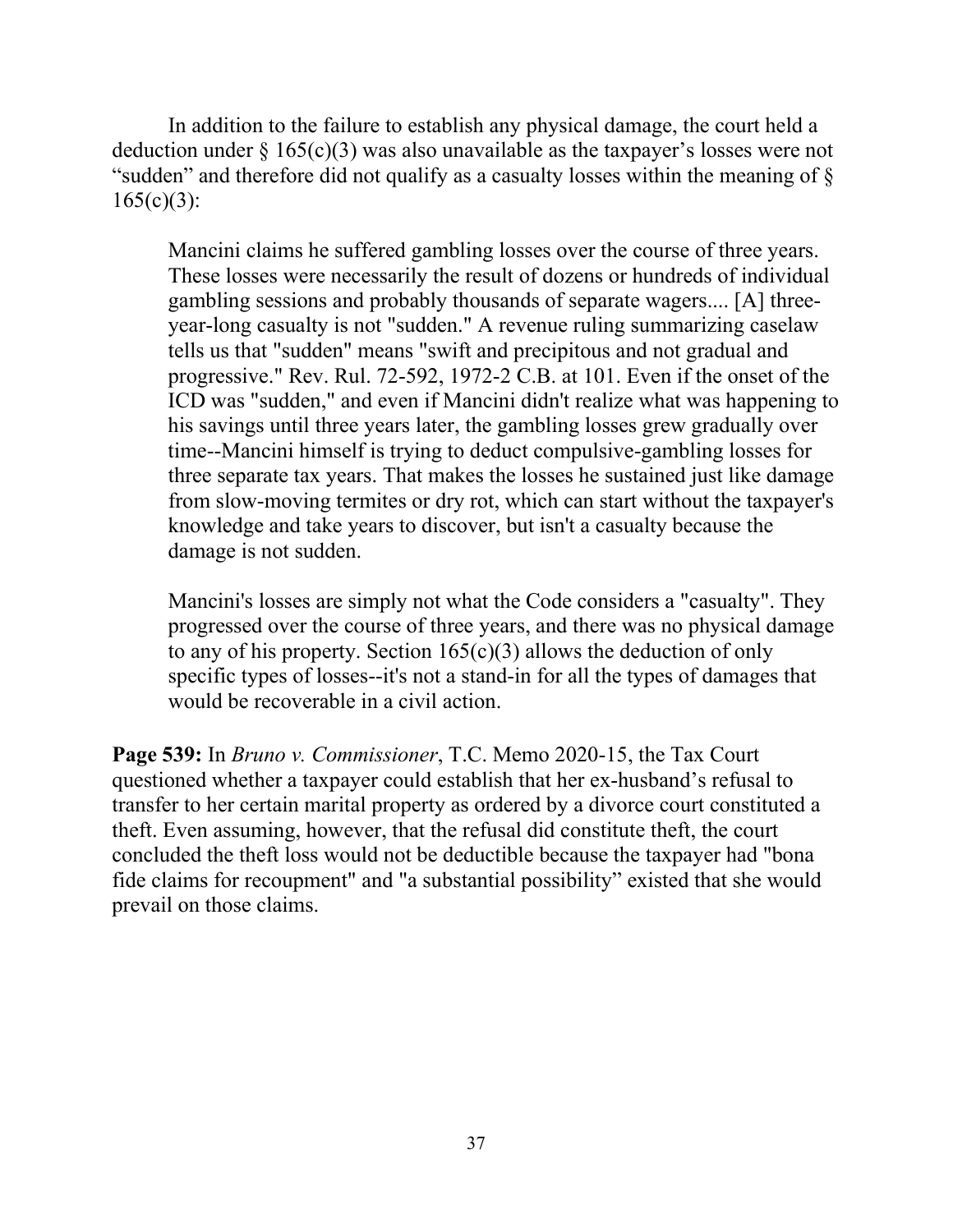In addition to the failure to establish any physical damage, the court held a deduction under § 165(c)(3) was also unavailable as the taxpayer's losses were not "sudden" and therefore did not qualify as a casualty losses within the meaning of § 165(c)(3):

> Mancini claims he suffered gambling losses over the course of three years. These losses were necessarily the result of dozens or hundreds of individual gambling sessions and probably thousands of separate wagers.... [A] three-year-long casualty is not "sudden." A revenue ruling summarizing caselaw tells us that "sudden" means "swift and precipitous and not gradual and progressive." Rev. Rul. 72-592, 1972-2 C.B. at 101. Even if the onset of the ICD was "sudden," and even if Mancini didn't realize what was happening to his savings until three years later, the gambling losses grew gradually over time--Mancini himself is trying to deduct compulsive-gambling losses for three separate tax years. That makes the losses he sustained just like damage from slow-moving termites or dry rot, which can start without the taxpayer's knowledge and take years to discover, but isn't a casualty because the damage is not sudden.
>
> Mancini's losses are simply not what the Code considers a "casualty". They progressed over the course of three years, and there was no physical damage to any of his property. Section 165(c)(3) allows the deduction of only specific types of losses--it's not a stand-in for all the types of damages that would be recoverable in a civil action.

**Page 539:** In *Bruno v. Commissioner*, T.C. Memo 2020-15, the Tax Court questioned whether a taxpayer could establish that her ex-husband's refusal to transfer to her certain marital property as ordered by a divorce court constituted a theft. Even assuming, however, that the refusal did constitute theft, the court concluded the theft loss would not be deductible because the taxpayer had "bona fide claims for recoupment" and "a substantial possibility" existed that she would prevail on those claims.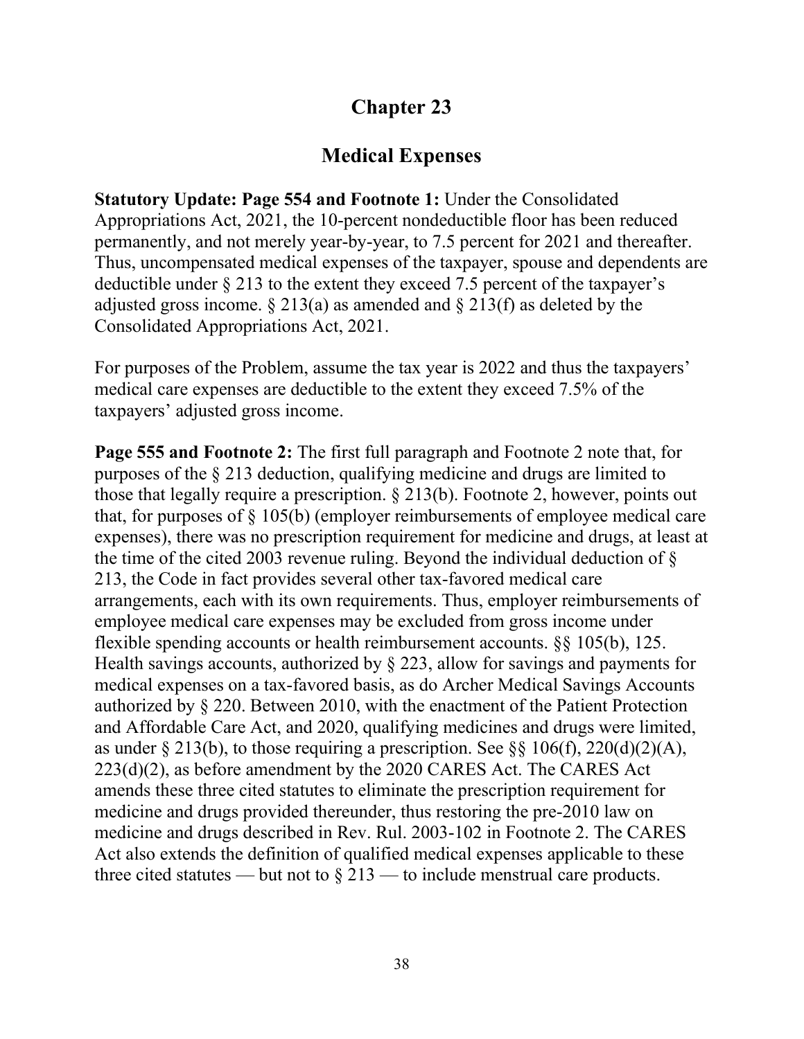# Chapter 23

## Medical Expenses

**Statutory Update: Page 554 and Footnote 1:** Under the Consolidated Appropriations Act, 2021, the 10-percent nondeductible floor has been reduced permanently, and not merely year-by-year, to 7.5 percent for 2021 and thereafter. Thus, uncompensated medical expenses of the taxpayer, spouse and dependents are deductible under § 213 to the extent they exceed 7.5 percent of the taxpayer's adjusted gross income. § 213(a) as amended and § 213(f) as deleted by the Consolidated Appropriations Act, 2021.

For purposes of the Problem, assume the tax year is 2022 and thus the taxpayers' medical care expenses are deductible to the extent they exceed 7.5% of the taxpayers' adjusted gross income.

**Page 555 and Footnote 2:** The first full paragraph and Footnote 2 note that, for purposes of the § 213 deduction, qualifying medicine and drugs are limited to those that legally require a prescription. § 213(b). Footnote 2, however, points out that, for purposes of § 105(b) (employer reimbursements of employee medical care expenses), there was no prescription requirement for medicine and drugs, at least at the time of the cited 2003 revenue ruling. Beyond the individual deduction of § 213, the Code in fact provides several other tax-favored medical care arrangements, each with its own requirements. Thus, employer reimbursements of employee medical care expenses may be excluded from gross income under flexible spending accounts or health reimbursement accounts. §§ 105(b), 125. Health savings accounts, authorized by § 223, allow for savings and payments for medical expenses on a tax-favored basis, as do Archer Medical Savings Accounts authorized by § 220. Between 2010, with the enactment of the Patient Protection and Affordable Care Act, and 2020, qualifying medicines and drugs were limited, as under § 213(b), to those requiring a prescription. See §§ 106(f), 220(d)(2)(A), 223(d)(2), as before amendment by the 2020 CARES Act. The CARES Act amends these three cited statutes to eliminate the prescription requirement for medicine and drugs provided thereunder, thus restoring the pre-2010 law on medicine and drugs described in Rev. Rul. 2003-102 in Footnote 2. The CARES Act also extends the definition of qualified medical expenses applicable to these three cited statutes — but not to § 213 — to include menstrual care products.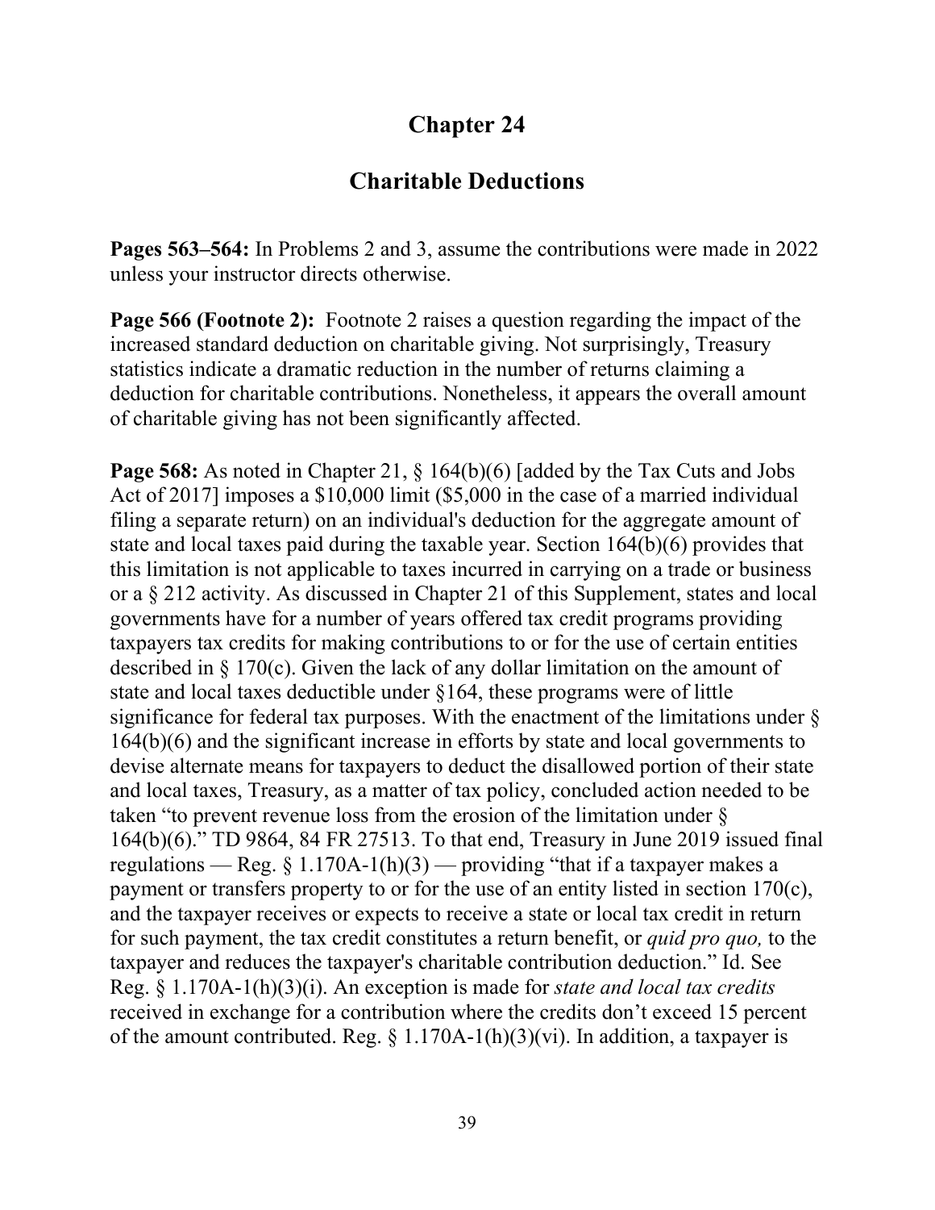# Chapter 24

## Charitable Deductions

**Pages 563–564:** In Problems 2 and 3, assume the contributions were made in 2022 unless your instructor directs otherwise.

**Page 566 (Footnote 2):** Footnote 2 raises a question regarding the impact of the increased standard deduction on charitable giving. Not surprisingly, Treasury statistics indicate a dramatic reduction in the number of returns claiming a deduction for charitable contributions. Nonetheless, it appears the overall amount of charitable giving has not been significantly affected.

**Page 568:** As noted in Chapter 21, § 164(b)(6) [added by the Tax Cuts and Jobs Act of 2017] imposes a $10,000 limit ($5,000 in the case of a married individual filing a separate return) on an individual's deduction for the aggregate amount of state and local taxes paid during the taxable year. Section 164(b)(6) provides that this limitation is not applicable to taxes incurred in carrying on a trade or business or a § 212 activity. As discussed in Chapter 21 of this Supplement, states and local governments have for a number of years offered tax credit programs providing taxpayers tax credits for making contributions to or for the use of certain entities described in § 170(c). Given the lack of any dollar limitation on the amount of state and local taxes deductible under §164, these programs were of little significance for federal tax purposes. With the enactment of the limitations under § 164(b)(6) and the significant increase in efforts by state and local governments to devise alternate means for taxpayers to deduct the disallowed portion of their state and local taxes, Treasury, as a matter of tax policy, concluded action needed to be taken "to prevent revenue loss from the erosion of the limitation under § 164(b)(6)." TD 9864, 84 FR 27513. To that end, Treasury in June 2019 issued final regulations — Reg. § 1.170A-1(h)(3) — providing "that if a taxpayer makes a payment or transfers property to or for the use of an entity listed in section 170(c), and the taxpayer receives or expects to receive a state or local tax credit in return for such payment, the tax credit constitutes a return benefit, or *quid pro quo,* to the taxpayer and reduces the taxpayer's charitable contribution deduction." Id. See Reg. § 1.170A-1(h)(3)(i). An exception is made for *state and local tax credits* received in exchange for a contribution where the credits don't exceed 15 percent of the amount contributed. Reg. § 1.170A-1(h)(3)(vi). In addition, a taxpayer is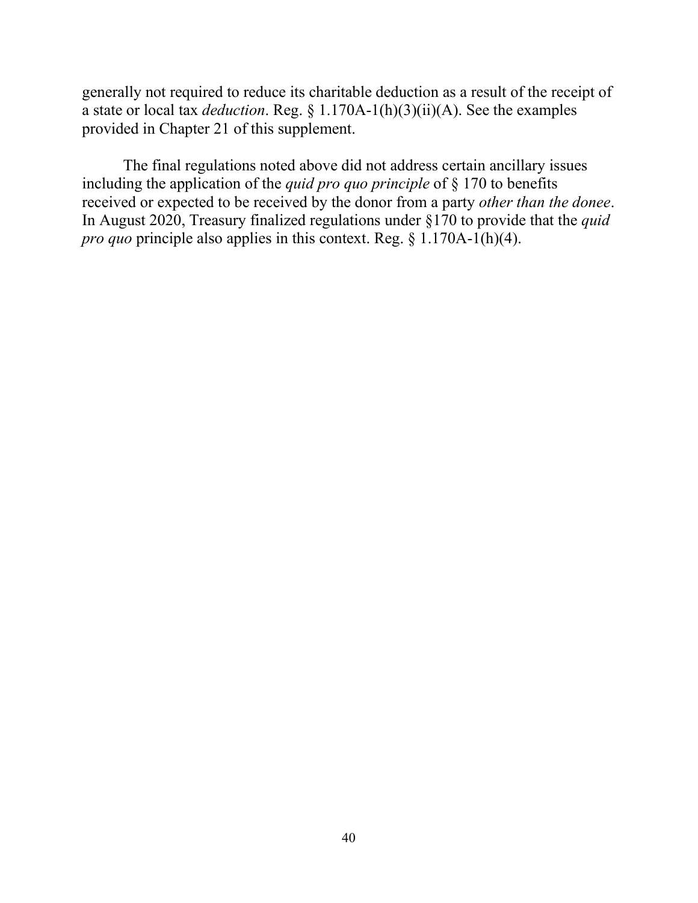generally not required to reduce its charitable deduction as a result of the receipt of a state or local tax *deduction*. Reg. § 1.170A-1(h)(3)(ii)(A). See the examples provided in Chapter 21 of this supplement.

The final regulations noted above did not address certain ancillary issues including the application of the *quid pro quo principle* of § 170 to benefits received or expected to be received by the donor from a party *other than the donee*. In August 2020, Treasury finalized regulations under §170 to provide that the *quid pro quo* principle also applies in this context. Reg. § 1.170A-1(h)(4).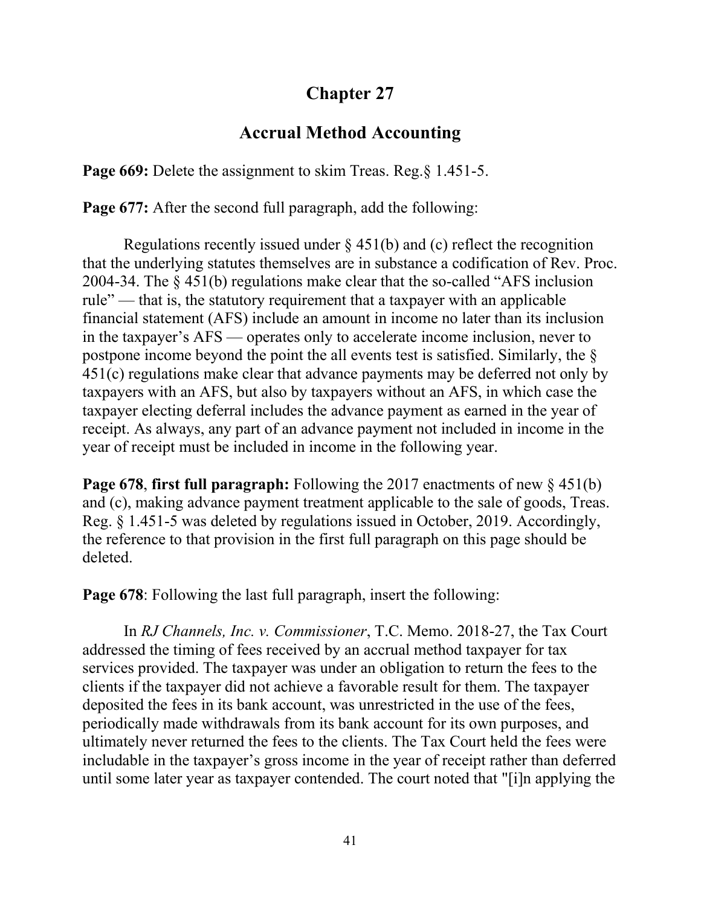# Chapter 27

## Accrual Method Accounting

**Page 669:** Delete the assignment to skim Treas. Reg.§ 1.451-5.

**Page 677:** After the second full paragraph, add the following:

Regulations recently issued under § 451(b) and (c) reflect the recognition that the underlying statutes themselves are in substance a codification of Rev. Proc. 2004-34. The § 451(b) regulations make clear that the so-called "AFS inclusion rule" — that is, the statutory requirement that a taxpayer with an applicable financial statement (AFS) include an amount in income no later than its inclusion in the taxpayer's AFS — operates only to accelerate income inclusion, never to postpone income beyond the point the all events test is satisfied. Similarly, the § 451(c) regulations make clear that advance payments may be deferred not only by taxpayers with an AFS, but also by taxpayers without an AFS, in which case the taxpayer electing deferral includes the advance payment as earned in the year of receipt. As always, any part of an advance payment not included in income in the year of receipt must be included in income in the following year.

**Page 678**, **first full paragraph:** Following the 2017 enactments of new § 451(b) and (c), making advance payment treatment applicable to the sale of goods, Treas. Reg. § 1.451-5 was deleted by regulations issued in October, 2019. Accordingly, the reference to that provision in the first full paragraph on this page should be deleted.

**Page 678**: Following the last full paragraph, insert the following:

In *RJ Channels, Inc. v. Commissioner*, T.C. Memo. 2018-27, the Tax Court addressed the timing of fees received by an accrual method taxpayer for tax services provided. The taxpayer was under an obligation to return the fees to the clients if the taxpayer did not achieve a favorable result for them. The taxpayer deposited the fees in its bank account, was unrestricted in the use of the fees, periodically made withdrawals from its bank account for its own purposes, and ultimately never returned the fees to the clients. The Tax Court held the fees were includable in the taxpayer's gross income in the year of receipt rather than deferred until some later year as taxpayer contended. The court noted that "[i]n applying the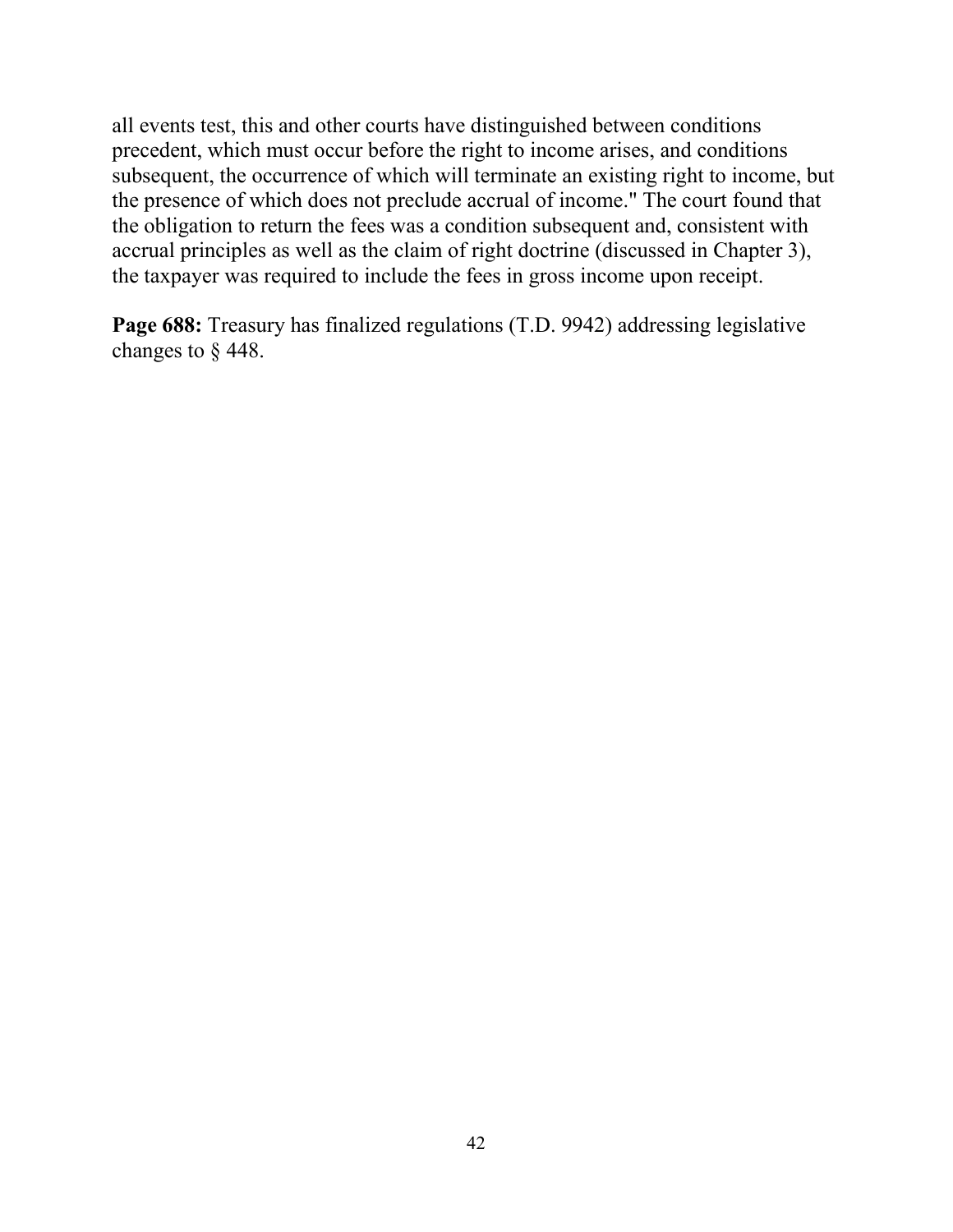all events test, this and other courts have distinguished between conditions precedent, which must occur before the right to income arises, and conditions subsequent, the occurrence of which will terminate an existing right to income, but the presence of which does not preclude accrual of income." The court found that the obligation to return the fees was a condition subsequent and, consistent with accrual principles as well as the claim of right doctrine (discussed in Chapter 3), the taxpayer was required to include the fees in gross income upon receipt.

**Page 688:** Treasury has finalized regulations (T.D. 9942) addressing legislative changes to § 448.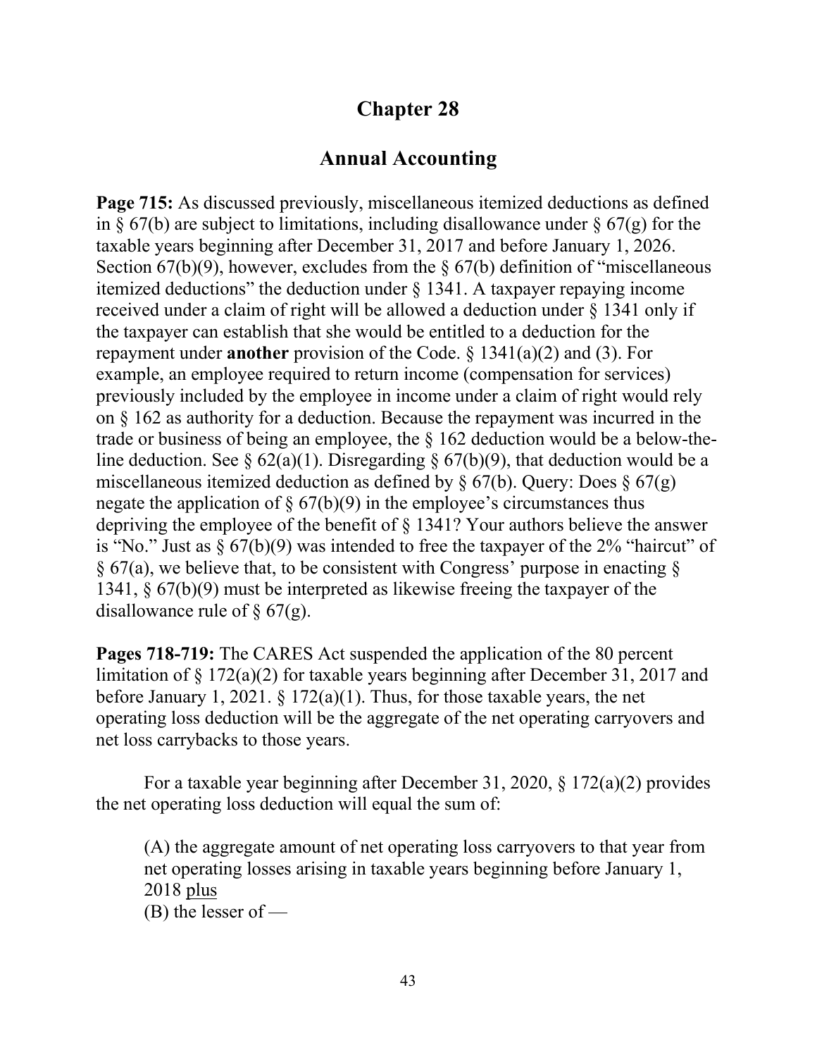# Chapter 28

## Annual Accounting

**Page 715:** As discussed previously, miscellaneous itemized deductions as defined in § 67(b) are subject to limitations, including disallowance under § 67(g) for the taxable years beginning after December 31, 2017 and before January 1, 2026. Section 67(b)(9), however, excludes from the § 67(b) definition of "miscellaneous itemized deductions" the deduction under § 1341. A taxpayer repaying income received under a claim of right will be allowed a deduction under § 1341 only if the taxpayer can establish that she would be entitled to a deduction for the repayment under **another** provision of the Code. § 1341(a)(2) and (3). For example, an employee required to return income (compensation for services) previously included by the employee in income under a claim of right would rely on § 162 as authority for a deduction. Because the repayment was incurred in the trade or business of being an employee, the § 162 deduction would be a below-the-line deduction. See § 62(a)(1). Disregarding § 67(b)(9), that deduction would be a miscellaneous itemized deduction as defined by § 67(b). Query: Does § 67(g) negate the application of § 67(b)(9) in the employee's circumstances thus depriving the employee of the benefit of § 1341? Your authors believe the answer is "No." Just as § 67(b)(9) was intended to free the taxpayer of the 2% "haircut" of § 67(a), we believe that, to be consistent with Congress' purpose in enacting § 1341, § 67(b)(9) must be interpreted as likewise freeing the taxpayer of the disallowance rule of § 67(g).

**Pages 718-719:** The CARES Act suspended the application of the 80 percent limitation of § 172(a)(2) for taxable years beginning after December 31, 2017 and before January 1, 2021. § 172(a)(1). Thus, for those taxable years, the net operating loss deduction will be the aggregate of the net operating carryovers and net loss carrybacks to those years.

For a taxable year beginning after December 31, 2020, § 172(a)(2) provides the net operating loss deduction will equal the sum of:

> (A) the aggregate amount of net operating loss carryovers to that year from net operating losses arising in taxable years beginning before January 1, 2018 plus
> (B) the lesser of —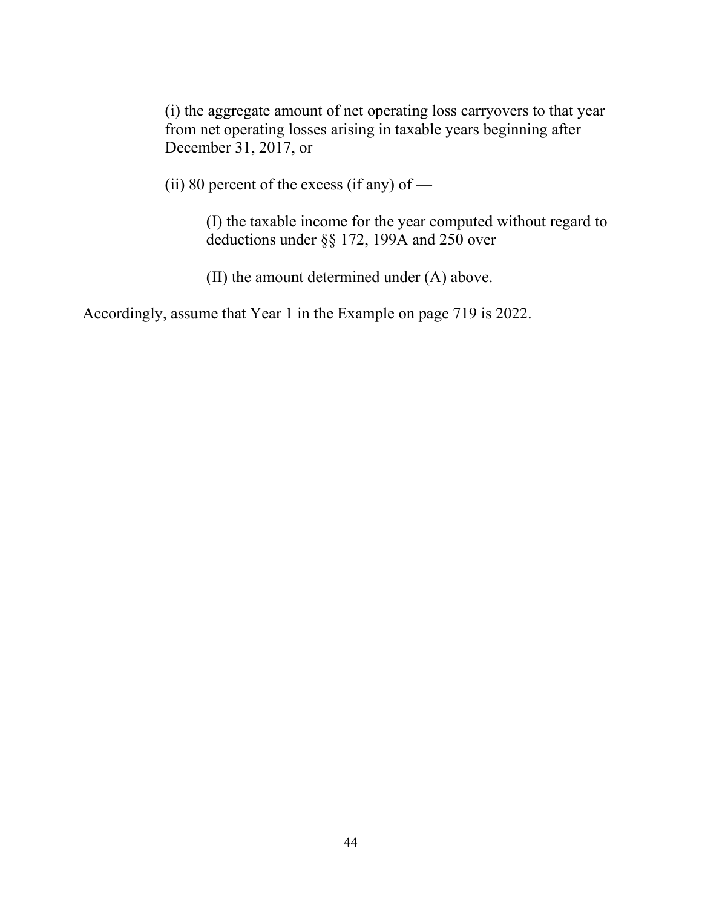(i) the aggregate amount of net operating loss carryovers to that year from net operating losses arising in taxable years beginning after December 31, 2017, or

(ii) 80 percent of the excess (if any) of —

(I) the taxable income for the year computed without regard to deductions under §§ 172, 199A and 250 over

(II) the amount determined under (A) above.

Accordingly, assume that Year 1 in the Example on page 719 is 2022.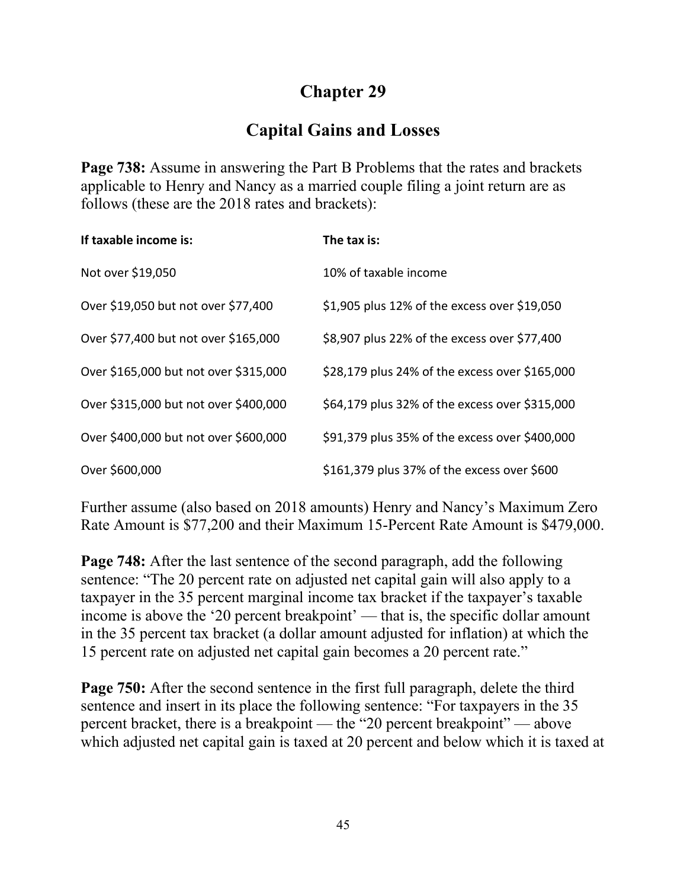# Chapter 29

## Capital Gains and Losses

**Page 738:** Assume in answering the Part B Problems that the rates and brackets applicable to Henry and Nancy as a married couple filing a joint return are as follows (these are the 2018 rates and brackets):

| If taxable income is: | The tax is: |
|---|---|
| Not over $19,050 | 10% of taxable income |
| Over $19,050 but not over $77,400 | $1,905 plus 12% of the excess over $19,050 |
| Over $77,400 but not over $165,000 | $8,907 plus 22% of the excess over $77,400 |
| Over $165,000 but not over $315,000 | $28,179 plus 24% of the excess over $165,000 |
| Over $315,000 but not over $400,000 | $64,179 plus 32% of the excess over $315,000 |
| Over $400,000 but not over $600,000 | $91,379 plus 35% of the excess over $400,000 |
| Over $600,000 | $161,379 plus 37% of the excess over $600 |

Further assume (also based on 2018 amounts) Henry and Nancy's Maximum Zero Rate Amount is $77,200 and their Maximum 15-Percent Rate Amount is $479,000.

**Page 748:** After the last sentence of the second paragraph, add the following sentence: "The 20 percent rate on adjusted net capital gain will also apply to a taxpayer in the 35 percent marginal income tax bracket if the taxpayer's taxable income is above the '20 percent breakpoint' — that is, the specific dollar amount in the 35 percent tax bracket (a dollar amount adjusted for inflation) at which the 15 percent rate on adjusted net capital gain becomes a 20 percent rate."

**Page 750:** After the second sentence in the first full paragraph, delete the third sentence and insert in its place the following sentence: "For taxpayers in the 35 percent bracket, there is a breakpoint — the "20 percent breakpoint" — above which adjusted net capital gain is taxed at 20 percent and below which it is taxed at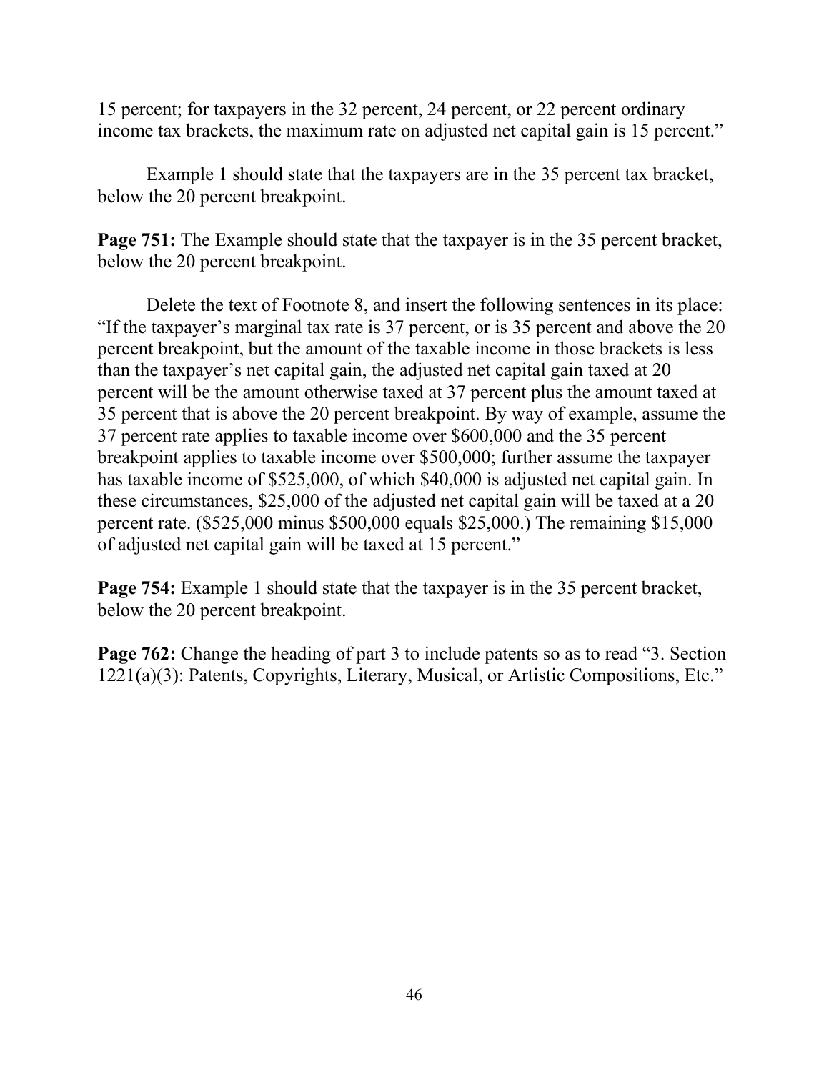15 percent; for taxpayers in the 32 percent, 24 percent, or 22 percent ordinary income tax brackets, the maximum rate on adjusted net capital gain is 15 percent."

Example 1 should state that the taxpayers are in the 35 percent tax bracket, below the 20 percent breakpoint.

**Page 751:** The Example should state that the taxpayer is in the 35 percent bracket, below the 20 percent breakpoint.

Delete the text of Footnote 8, and insert the following sentences in its place: "If the taxpayer's marginal tax rate is 37 percent, or is 35 percent and above the 20 percent breakpoint, but the amount of the taxable income in those brackets is less than the taxpayer's net capital gain, the adjusted net capital gain taxed at 20 percent will be the amount otherwise taxed at 37 percent plus the amount taxed at 35 percent that is above the 20 percent breakpoint. By way of example, assume the 37 percent rate applies to taxable income over $600,000 and the 35 percent breakpoint applies to taxable income over $500,000; further assume the taxpayer has taxable income of $525,000, of which $40,000 is adjusted net capital gain. In these circumstances, $25,000 of the adjusted net capital gain will be taxed at a 20 percent rate. ($525,000 minus $500,000 equals $25,000.) The remaining $15,000 of adjusted net capital gain will be taxed at 15 percent."

**Page 754:** Example 1 should state that the taxpayer is in the 35 percent bracket, below the 20 percent breakpoint.

**Page 762:** Change the heading of part 3 to include patents so as to read "3. Section 1221(a)(3): Patents, Copyrights, Literary, Musical, or Artistic Compositions, Etc."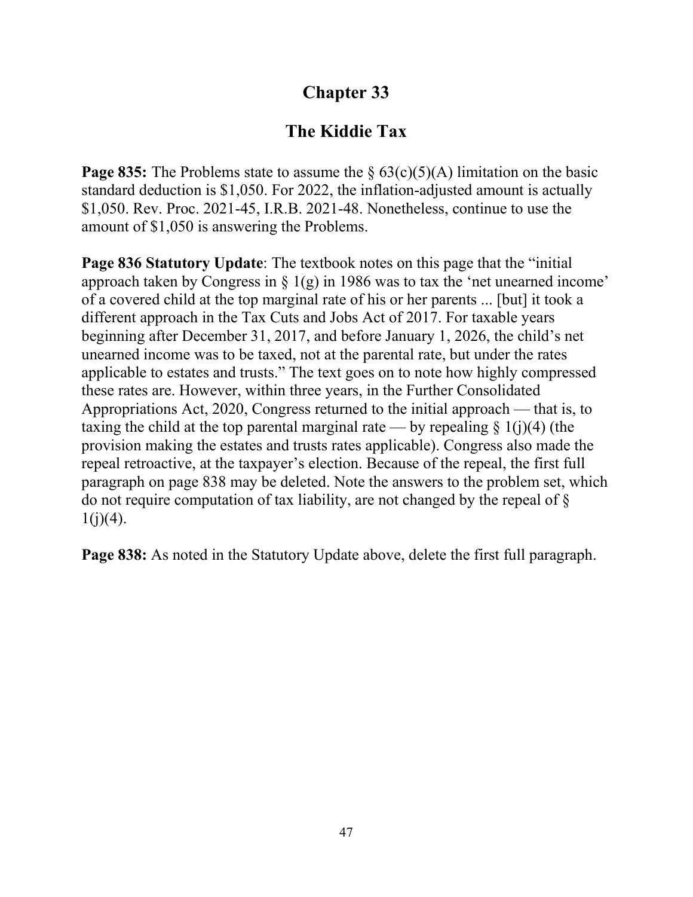# Chapter 33

## The Kiddie Tax

**Page 835:** The Problems state to assume the § 63(c)(5)(A) limitation on the basic standard deduction is $1,050. For 2022, the inflation-adjusted amount is actually $1,050. Rev. Proc. 2021-45, I.R.B. 2021-48. Nonetheless, continue to use the amount of $1,050 is answering the Problems.

**Page 836 Statutory Update**: The textbook notes on this page that the "initial approach taken by Congress in § 1(g) in 1986 was to tax the 'net unearned income' of a covered child at the top marginal rate of his or her parents ... [but] it took a different approach in the Tax Cuts and Jobs Act of 2017. For taxable years beginning after December 31, 2017, and before January 1, 2026, the child's net unearned income was to be taxed, not at the parental rate, but under the rates applicable to estates and trusts." The text goes on to note how highly compressed these rates are. However, within three years, in the Further Consolidated Appropriations Act, 2020, Congress returned to the initial approach — that is, to taxing the child at the top parental marginal rate — by repealing § 1(j)(4) (the provision making the estates and trusts rates applicable). Congress also made the repeal retroactive, at the taxpayer's election. Because of the repeal, the first full paragraph on page 838 may be deleted. Note the answers to the problem set, which do not require computation of tax liability, are not changed by the repeal of § 1(j)(4).

**Page 838:** As noted in the Statutory Update above, delete the first full paragraph.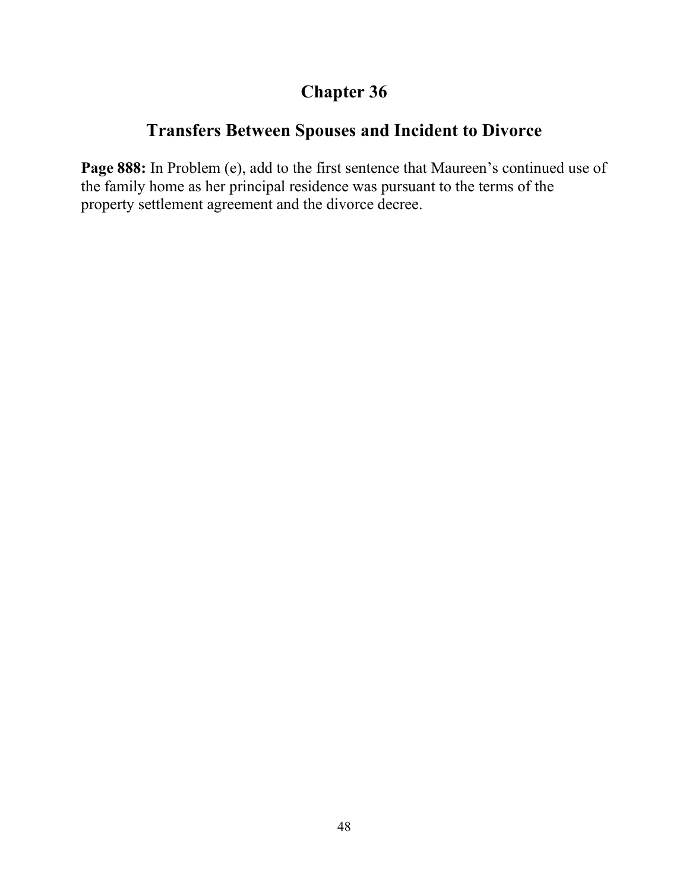# Chapter 36

## Transfers Between Spouses and Incident to Divorce

**Page 888:** In Problem (e), add to the first sentence that Maureen's continued use of the family home as her principal residence was pursuant to the terms of the property settlement agreement and the divorce decree.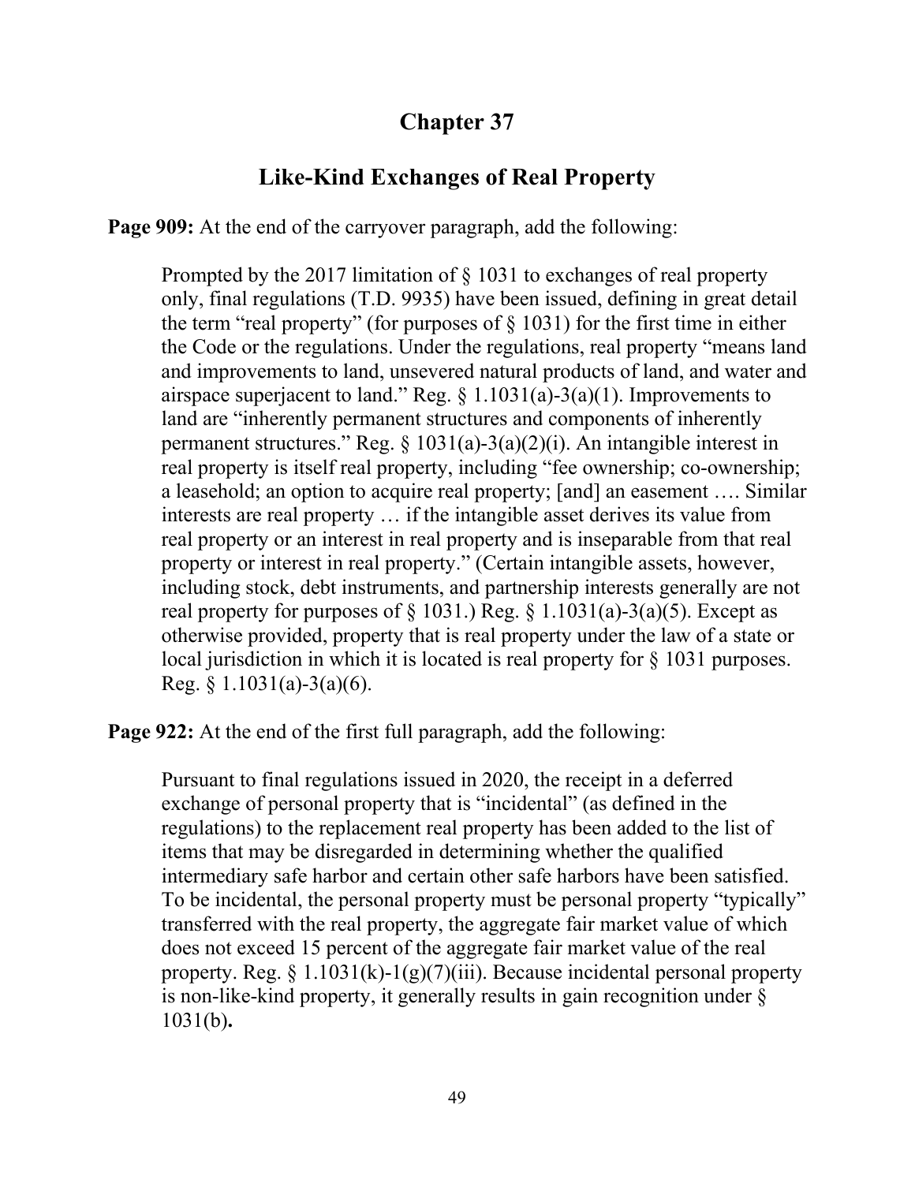# Chapter 37

## Like-Kind Exchanges of Real Property

**Page 909:** At the end of the carryover paragraph, add the following:

> Prompted by the 2017 limitation of § 1031 to exchanges of real property only, final regulations (T.D. 9935) have been issued, defining in great detail the term "real property" (for purposes of § 1031) for the first time in either the Code or the regulations. Under the regulations, real property "means land and improvements to land, unsevered natural products of land, and water and airspace superjacent to land." Reg. § 1.1031(a)-3(a)(1). Improvements to land are "inherently permanent structures and components of inherently permanent structures." Reg. § 1031(a)-3(a)(2)(i). An intangible interest in real property is itself real property, including "fee ownership; co-ownership; a leasehold; an option to acquire real property; [and] an easement …. Similar interests are real property … if the intangible asset derives its value from real property or an interest in real property and is inseparable from that real property or interest in real property." (Certain intangible assets, however, including stock, debt instruments, and partnership interests generally are not real property for purposes of § 1031.) Reg. § 1.1031(a)-3(a)(5). Except as otherwise provided, property that is real property under the law of a state or local jurisdiction in which it is located is real property for § 1031 purposes. Reg. § 1.1031(a)-3(a)(6).

**Page 922:** At the end of the first full paragraph, add the following:

> Pursuant to final regulations issued in 2020, the receipt in a deferred exchange of personal property that is "incidental" (as defined in the regulations) to the replacement real property has been added to the list of items that may be disregarded in determining whether the qualified intermediary safe harbor and certain other safe harbors have been satisfied. To be incidental, the personal property must be personal property "typically" transferred with the real property, the aggregate fair market value of which does not exceed 15 percent of the aggregate fair market value of the real property. Reg. § 1.1031(k)-1(g)(7)(iii). Because incidental personal property is non-like-kind property, it generally results in gain recognition under § 1031(b)**.**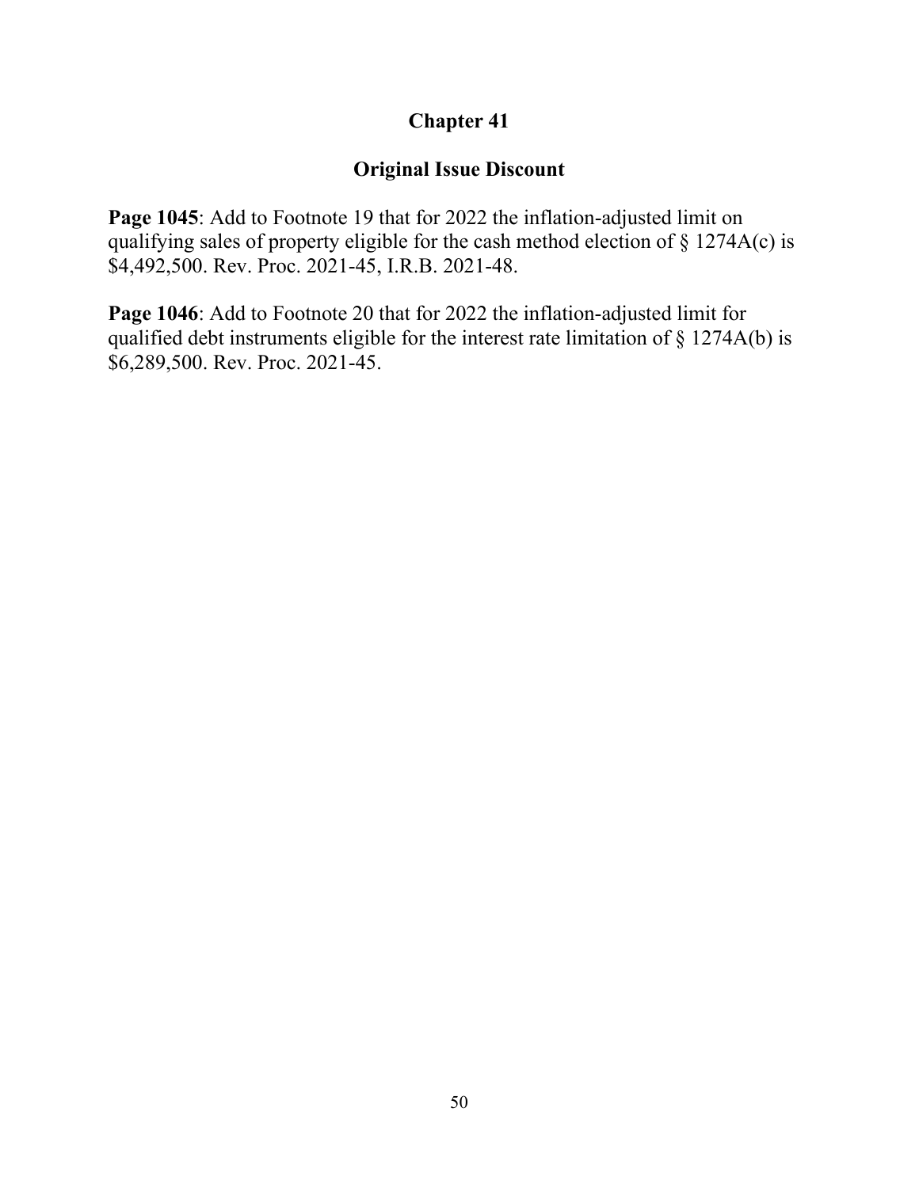# Chapter 41

## Original Issue Discount

**Page 1045**: Add to Footnote 19 that for 2022 the inflation-adjusted limit on qualifying sales of property eligible for the cash method election of § 1274A(c) is $4,492,500. Rev. Proc. 2021-45, I.R.B. 2021-48.

**Page 1046**: Add to Footnote 20 that for 2022 the inflation-adjusted limit for qualified debt instruments eligible for the interest rate limitation of § 1274A(b) is $6,289,500. Rev. Proc. 2021-45.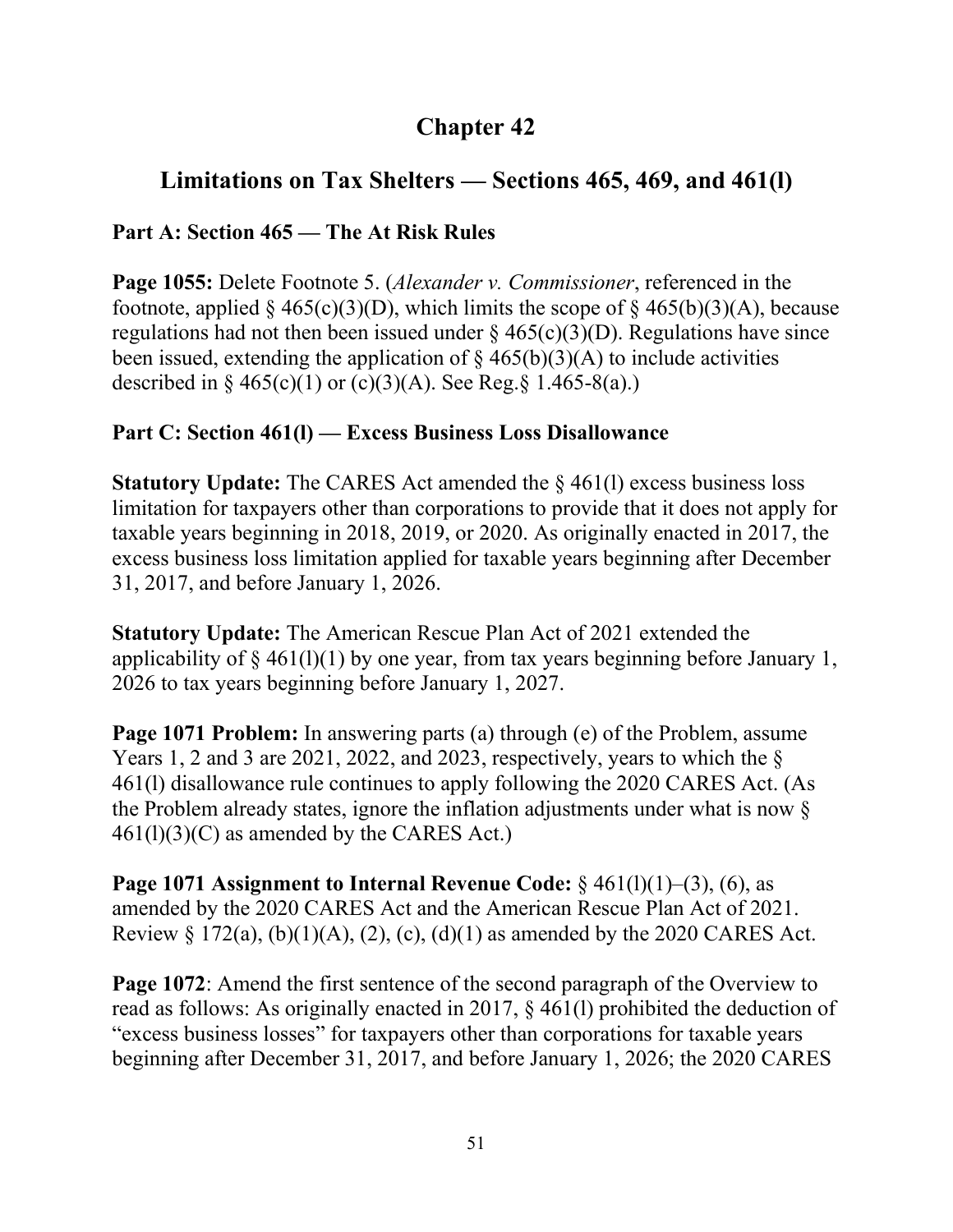# Chapter 42

## Limitations on Tax Shelters — Sections 465, 469, and 461(l)

### Part A: Section 465 — The At Risk Rules

**Page 1055:** Delete Footnote 5. (*Alexander v. Commissioner*, referenced in the footnote, applied § 465(c)(3)(D), which limits the scope of § 465(b)(3)(A), because regulations had not then been issued under § 465(c)(3)(D). Regulations have since been issued, extending the application of § 465(b)(3)(A) to include activities described in § 465(c)(1) or (c)(3)(A). See Reg.§ 1.465-8(a).)

### Part C: Section 461(l) — Excess Business Loss Disallowance

**Statutory Update:** The CARES Act amended the § 461(l) excess business loss limitation for taxpayers other than corporations to provide that it does not apply for taxable years beginning in 2018, 2019, or 2020. As originally enacted in 2017, the excess business loss limitation applied for taxable years beginning after December 31, 2017, and before January 1, 2026.

**Statutory Update:** The American Rescue Plan Act of 2021 extended the applicability of § 461(l)(1) by one year, from tax years beginning before January 1, 2026 to tax years beginning before January 1, 2027.

**Page 1071 Problem:** In answering parts (a) through (e) of the Problem, assume Years 1, 2 and 3 are 2021, 2022, and 2023, respectively, years to which the § 461(l) disallowance rule continues to apply following the 2020 CARES Act. (As the Problem already states, ignore the inflation adjustments under what is now § 461(l)(3)(C) as amended by the CARES Act.)

**Page 1071 Assignment to Internal Revenue Code:** § 461(l)(1)–(3), (6), as amended by the 2020 CARES Act and the American Rescue Plan Act of 2021. Review § 172(a), (b)(1)(A), (2), (c), (d)(1) as amended by the 2020 CARES Act.

**Page 1072**: Amend the first sentence of the second paragraph of the Overview to read as follows: As originally enacted in 2017, § 461(l) prohibited the deduction of "excess business losses" for taxpayers other than corporations for taxable years beginning after December 31, 2017, and before January 1, 2026; the 2020 CARES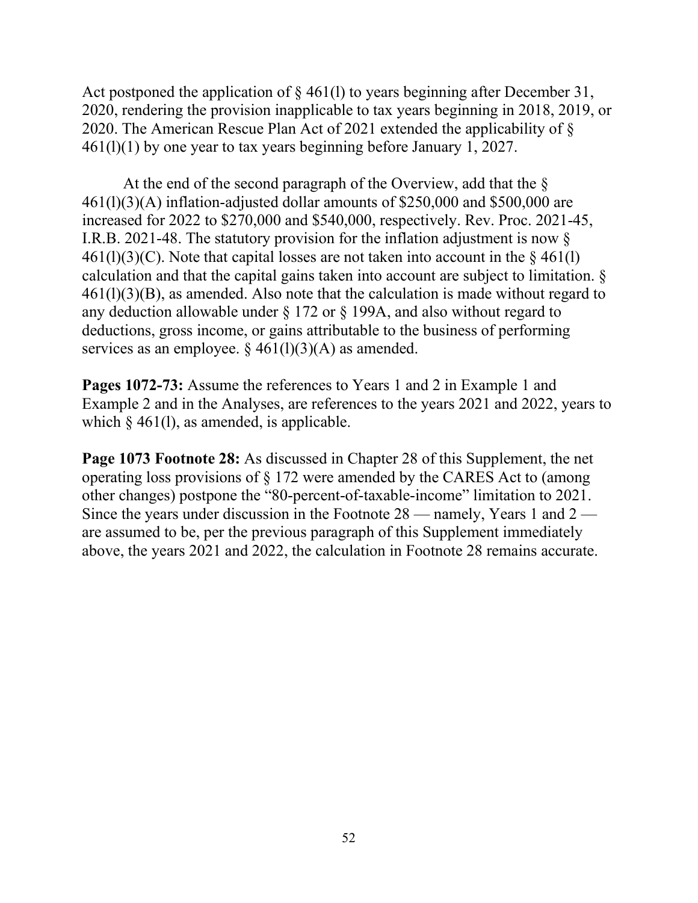Act postponed the application of § 461(l) to years beginning after December 31, 2020, rendering the provision inapplicable to tax years beginning in 2018, 2019, or 2020. The American Rescue Plan Act of 2021 extended the applicability of § 461(l)(1) by one year to tax years beginning before January 1, 2027.

At the end of the second paragraph of the Overview, add that the § 461(l)(3)(A) inflation-adjusted dollar amounts of $250,000 and $500,000 are increased for 2022 to $270,000 and $540,000, respectively. Rev. Proc. 2021-45, I.R.B. 2021-48. The statutory provision for the inflation adjustment is now § 461(l)(3)(C). Note that capital losses are not taken into account in the § 461(l) calculation and that the capital gains taken into account are subject to limitation. § 461(l)(3)(B), as amended. Also note that the calculation is made without regard to any deduction allowable under § 172 or § 199A, and also without regard to deductions, gross income, or gains attributable to the business of performing services as an employee. § 461(l)(3)(A) as amended.

**Pages 1072-73:** Assume the references to Years 1 and 2 in Example 1 and Example 2 and in the Analyses, are references to the years 2021 and 2022, years to which § 461(l), as amended, is applicable.

**Page 1073 Footnote 28:** As discussed in Chapter 28 of this Supplement, the net operating loss provisions of § 172 were amended by the CARES Act to (among other changes) postpone the "80-percent-of-taxable-income" limitation to 2021. Since the years under discussion in the Footnote 28 — namely, Years 1 and 2 — are assumed to be, per the previous paragraph of this Supplement immediately above, the years 2021 and 2022, the calculation in Footnote 28 remains accurate.